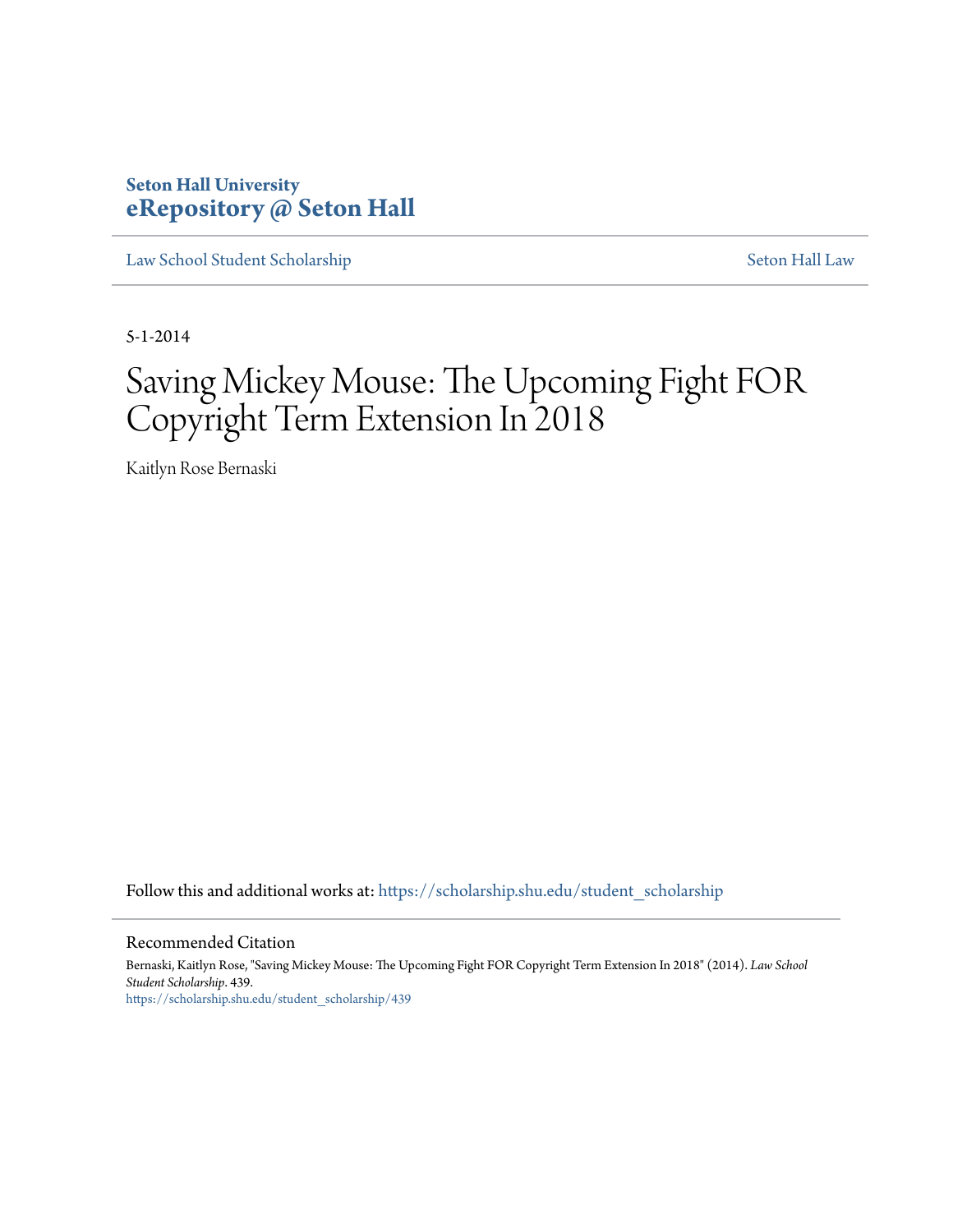Seton Hall University
**eRepository @ Seton Hall**

Law School Student Scholarship | Seton Hall Law

5-1-2014

# Saving Mickey Mouse: The Upcoming Fight FOR Copyright Term Extension In 2018

Kaitlyn Rose Bernaski

Follow this and additional works at: https://scholarship.shu.edu/student_scholarship

## Recommended Citation

Bernaski, Kaitlyn Rose, "Saving Mickey Mouse: The Upcoming Fight FOR Copyright Term Extension In 2018" (2014). *Law School Student Scholarship*. 439.
https://scholarship.shu.edu/student_scholarship/439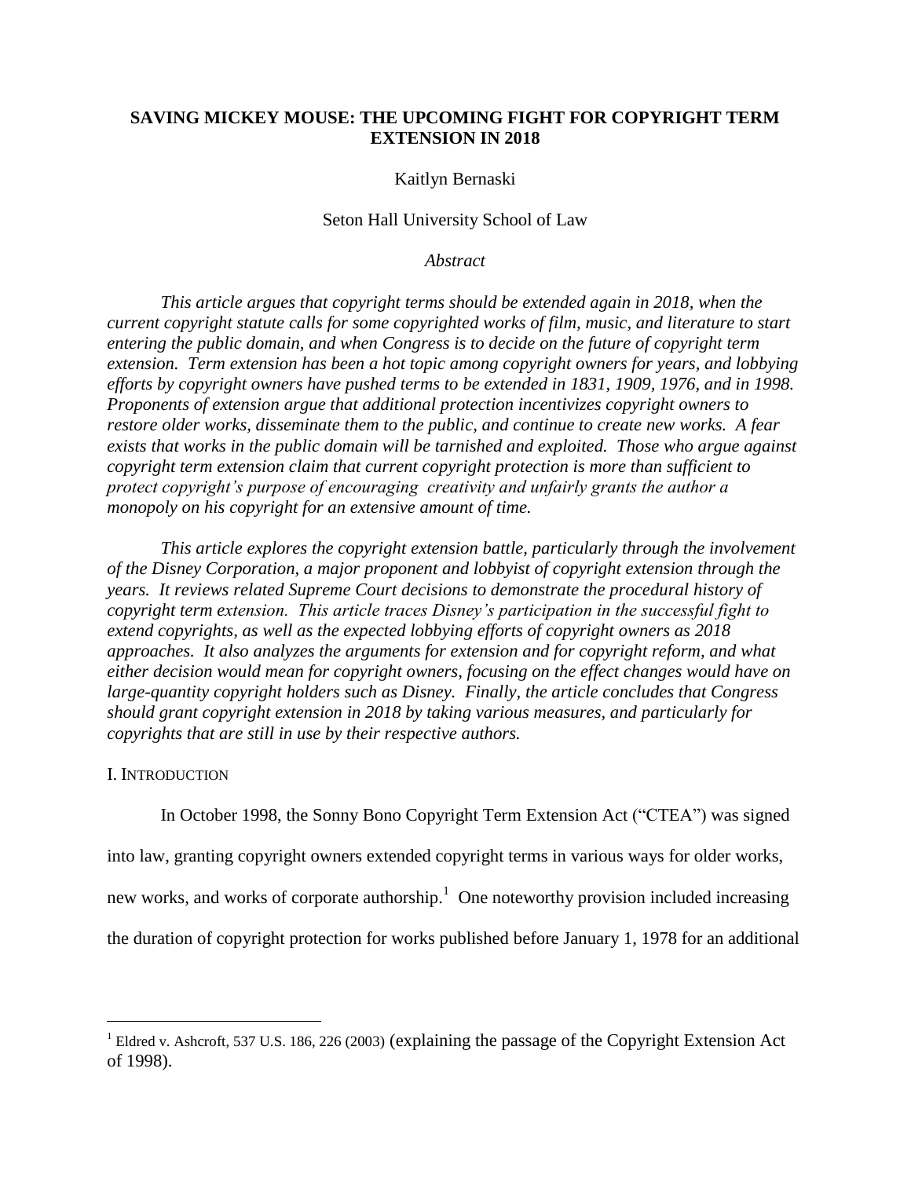# SAVING MICKEY MOUSE: THE UPCOMING FIGHT FOR COPYRIGHT TERM EXTENSION IN 2018

Kaitlyn Bernaski

Seton Hall University School of Law

*Abstract*

*This article argues that copyright terms should be extended again in 2018, when the current copyright statute calls for some copyrighted works of film, music, and literature to start entering the public domain, and when Congress is to decide on the future of copyright term extension. Term extension has been a hot topic among copyright owners for years, and lobbying efforts by copyright owners have pushed terms to be extended in 1831, 1909, 1976, and in 1998. Proponents of extension argue that additional protection incentivizes copyright owners to restore older works, disseminate them to the public, and continue to create new works. A fear exists that works in the public domain will be tarnished and exploited. Those who argue against copyright term extension claim that current copyright protection is more than sufficient to protect copyright's purpose of encouraging creativity and unfairly grants the author a monopoly on his copyright for an extensive amount of time.*

*This article explores the copyright extension battle, particularly through the involvement of the Disney Corporation, a major proponent and lobbyist of copyright extension through the years. It reviews related Supreme Court decisions to demonstrate the procedural history of copyright term extension. This article traces Disney's participation in the successful fight to extend copyrights, as well as the expected lobbying efforts of copyright owners as 2018 approaches. It also analyzes the arguments for extension and for copyright reform, and what either decision would mean for copyright owners, focusing on the effect changes would have on large-quantity copyright holders such as Disney. Finally, the article concludes that Congress should grant copyright extension in 2018 by taking various measures, and particularly for copyrights that are still in use by their respective authors.*

## I. INTRODUCTION

In October 1998, the Sonny Bono Copyright Term Extension Act ("CTEA") was signed into law, granting copyright owners extended copyright terms in various ways for older works, new works, and works of corporate authorship.[1] One noteworthy provision included increasing the duration of copyright protection for works published before January 1, 1978 for an additional

---

[1] Eldred v. Ashcroft, 537 U.S. 186, 226 (2003) (explaining the passage of the Copyright Extension Act of 1998).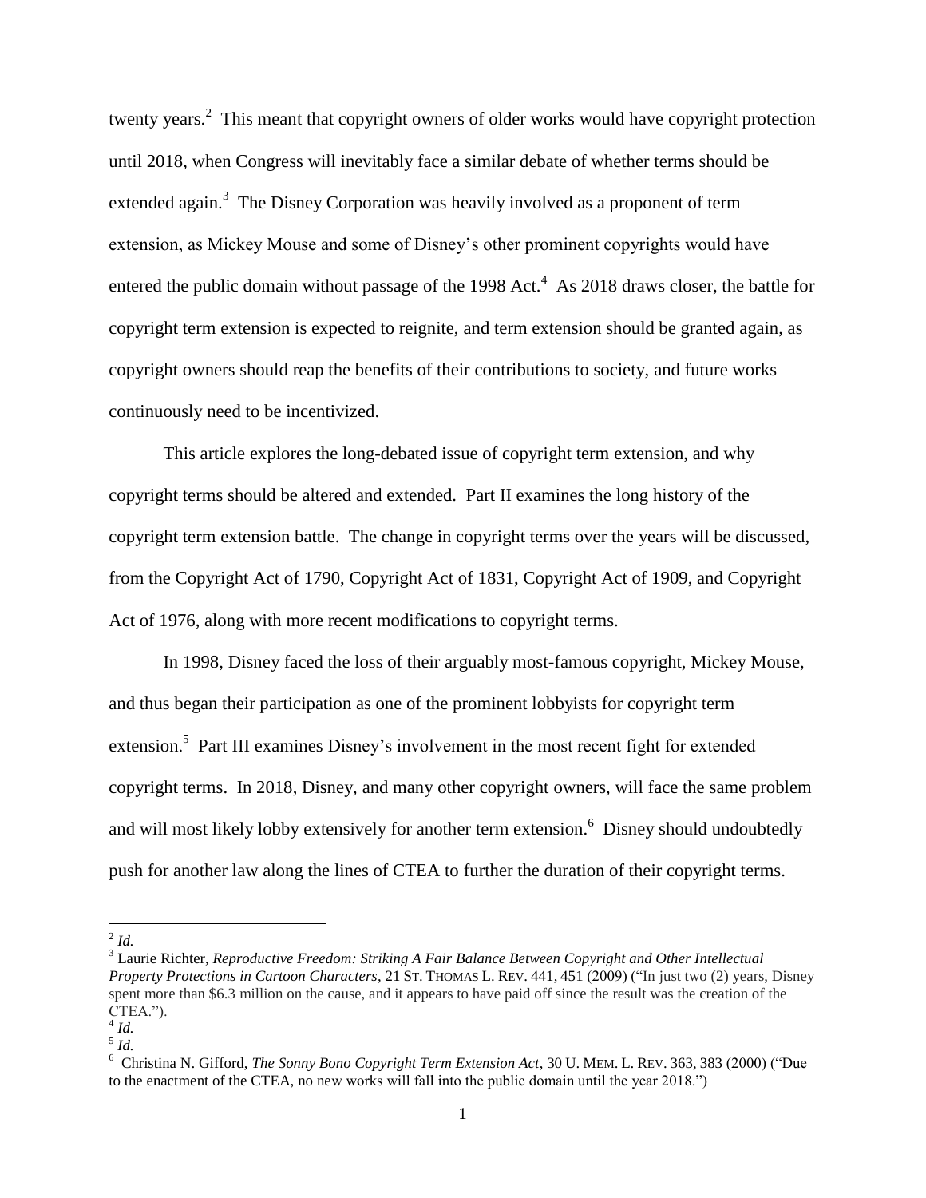twenty years.[2] This meant that copyright owners of older works would have copyright protection until 2018, when Congress will inevitably face a similar debate of whether terms should be extended again.[3] The Disney Corporation was heavily involved as a proponent of term extension, as Mickey Mouse and some of Disney's other prominent copyrights would have entered the public domain without passage of the 1998 Act.[4] As 2018 draws closer, the battle for copyright term extension is expected to reignite, and term extension should be granted again, as copyright owners should reap the benefits of their contributions to society, and future works continuously need to be incentivized.

This article explores the long-debated issue of copyright term extension, and why copyright terms should be altered and extended. Part II examines the long history of the copyright term extension battle. The change in copyright terms over the years will be discussed, from the Copyright Act of 1790, Copyright Act of 1831, Copyright Act of 1909, and Copyright Act of 1976, along with more recent modifications to copyright terms.

In 1998, Disney faced the loss of their arguably most-famous copyright, Mickey Mouse, and thus began their participation as one of the prominent lobbyists for copyright term extension.[5] Part III examines Disney's involvement in the most recent fight for extended copyright terms. In 2018, Disney, and many other copyright owners, will face the same problem and will most likely lobby extensively for another term extension.[6] Disney should undoubtedly push for another law along the lines of CTEA to further the duration of their copyright terms.

---

[2] *Id.*

[3] Laurie Richter, *Reproductive Freedom: Striking A Fair Balance Between Copyright and Other Intellectual Property Protections in Cartoon Characters*, 21 ST. THOMAS L. REV. 441, 451 (2009) ("In just two (2) years, Disney spent more than $6.3 million on the cause, and it appears to have paid off since the result was the creation of the CTEA.").

[4] *Id.*

[5] *Id.*

[6] Christina N. Gifford, *The Sonny Bono Copyright Term Extension Act*, 30 U. MEM. L. REV. 363, 383 (2000) ("Due to the enactment of the CTEA, no new works will fall into the public domain until the year 2018.")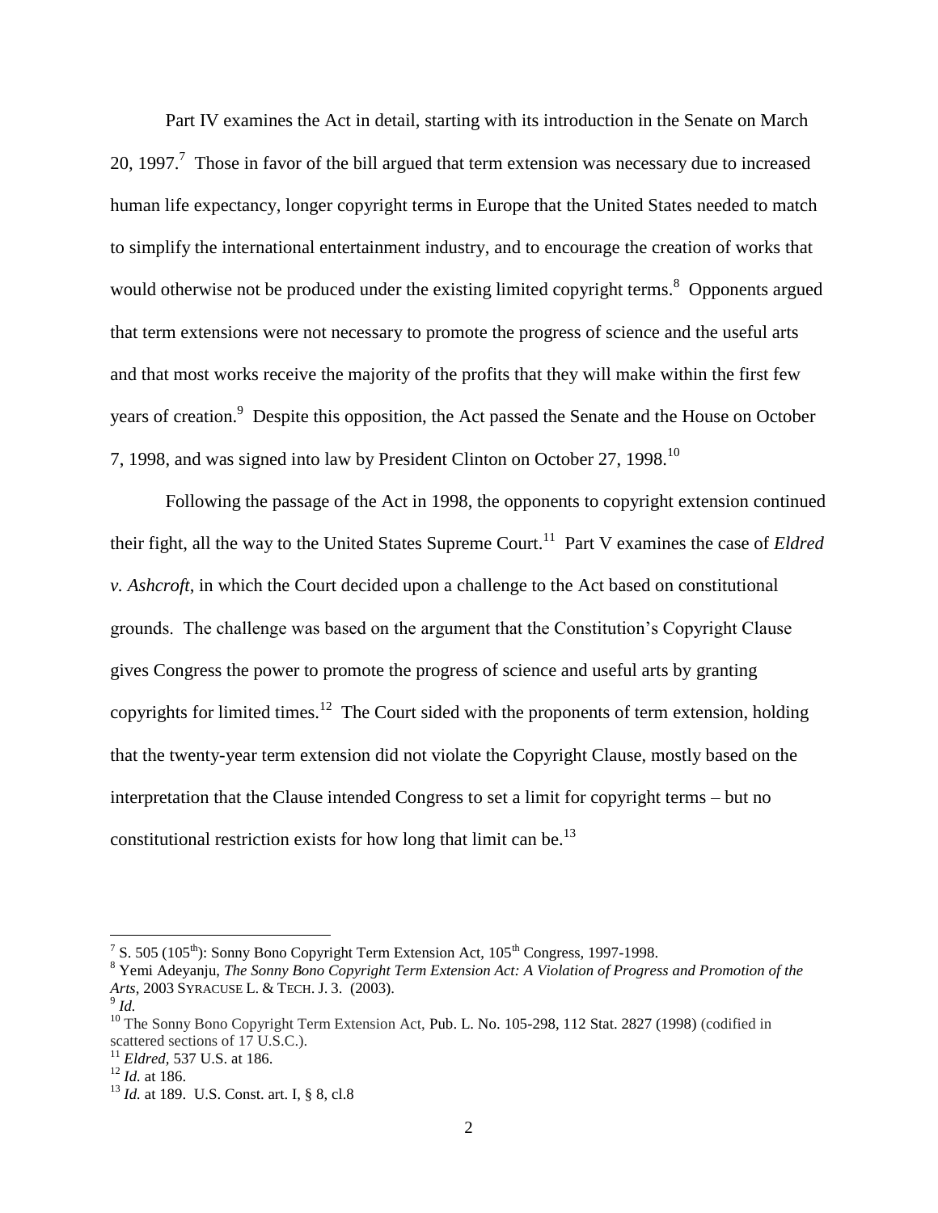Part IV examines the Act in detail, starting with its introduction in the Senate on March 20, 1997.[7] Those in favor of the bill argued that term extension was necessary due to increased human life expectancy, longer copyright terms in Europe that the United States needed to match to simplify the international entertainment industry, and to encourage the creation of works that would otherwise not be produced under the existing limited copyright terms.[8] Opponents argued that term extensions were not necessary to promote the progress of science and the useful arts and that most works receive the majority of the profits that they will make within the first few years of creation.[9] Despite this opposition, the Act passed the Senate and the House on October 7, 1998, and was signed into law by President Clinton on October 27, 1998.[10]

Following the passage of the Act in 1998, the opponents to copyright extension continued their fight, all the way to the United States Supreme Court.[11] Part V examines the case of *Eldred v. Ashcroft*, in which the Court decided upon a challenge to the Act based on constitutional grounds. The challenge was based on the argument that the Constitution's Copyright Clause gives Congress the power to promote the progress of science and useful arts by granting copyrights for limited times.[12] The Court sided with the proponents of term extension, holding that the twenty-year term extension did not violate the Copyright Clause, mostly based on the interpretation that the Clause intended Congress to set a limit for copyright terms – but no constitutional restriction exists for how long that limit can be.[13]

---

[7] S. 505 (105th): Sonny Bono Copyright Term Extension Act, 105th Congress, 1997-1998.

[8] Yemi Adeyanju, *The Sonny Bono Copyright Term Extension Act: A Violation of Progress and Promotion of the Arts*, 2003 SYRACUSE L. & TECH. J. 3. (2003).

[9] *Id.*

[10] The Sonny Bono Copyright Term Extension Act, Pub. L. No. 105-298, 112 Stat. 2827 (1998) (codified in scattered sections of 17 U.S.C.).

[11] *Eldred*, 537 U.S. at 186.

[12] *Id.* at 186.

[13] *Id.* at 189. U.S. Const. art. I, § 8, cl.8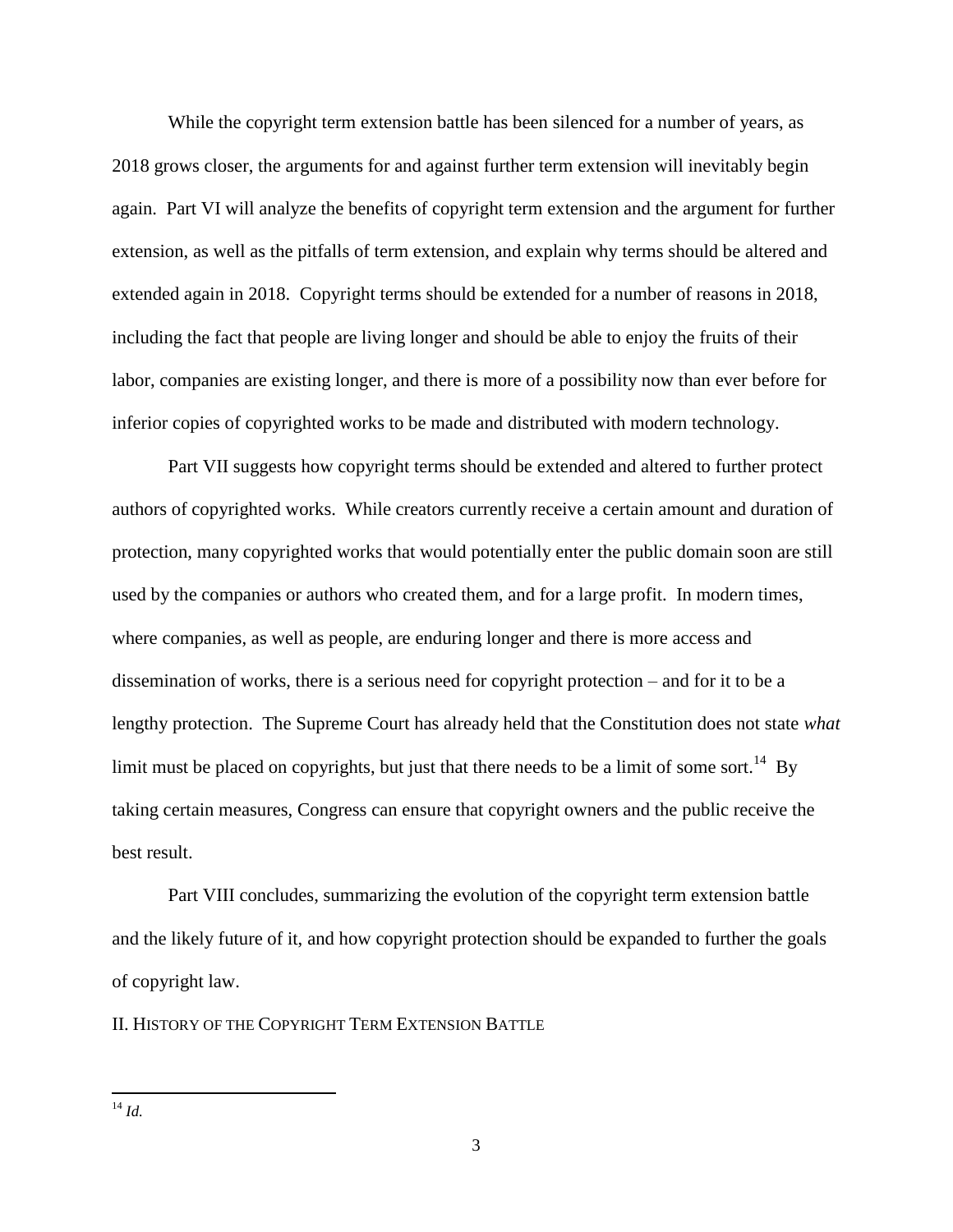While the copyright term extension battle has been silenced for a number of years, as 2018 grows closer, the arguments for and against further term extension will inevitably begin again. Part VI will analyze the benefits of copyright term extension and the argument for further extension, as well as the pitfalls of term extension, and explain why terms should be altered and extended again in 2018. Copyright terms should be extended for a number of reasons in 2018, including the fact that people are living longer and should be able to enjoy the fruits of their labor, companies are existing longer, and there is more of a possibility now than ever before for inferior copies of copyrighted works to be made and distributed with modern technology.

Part VII suggests how copyright terms should be extended and altered to further protect authors of copyrighted works. While creators currently receive a certain amount and duration of protection, many copyrighted works that would potentially enter the public domain soon are still used by the companies or authors who created them, and for a large profit. In modern times, where companies, as well as people, are enduring longer and there is more access and dissemination of works, there is a serious need for copyright protection – and for it to be a lengthy protection. The Supreme Court has already held that the Constitution does not state *what* limit must be placed on copyrights, but just that there needs to be a limit of some sort.[14] By taking certain measures, Congress can ensure that copyright owners and the public receive the best result.

Part VIII concludes, summarizing the evolution of the copyright term extension battle and the likely future of it, and how copyright protection should be expanded to further the goals of copyright law.

## II. History of the Copyright Term Extension Battle

---

[14] *Id.*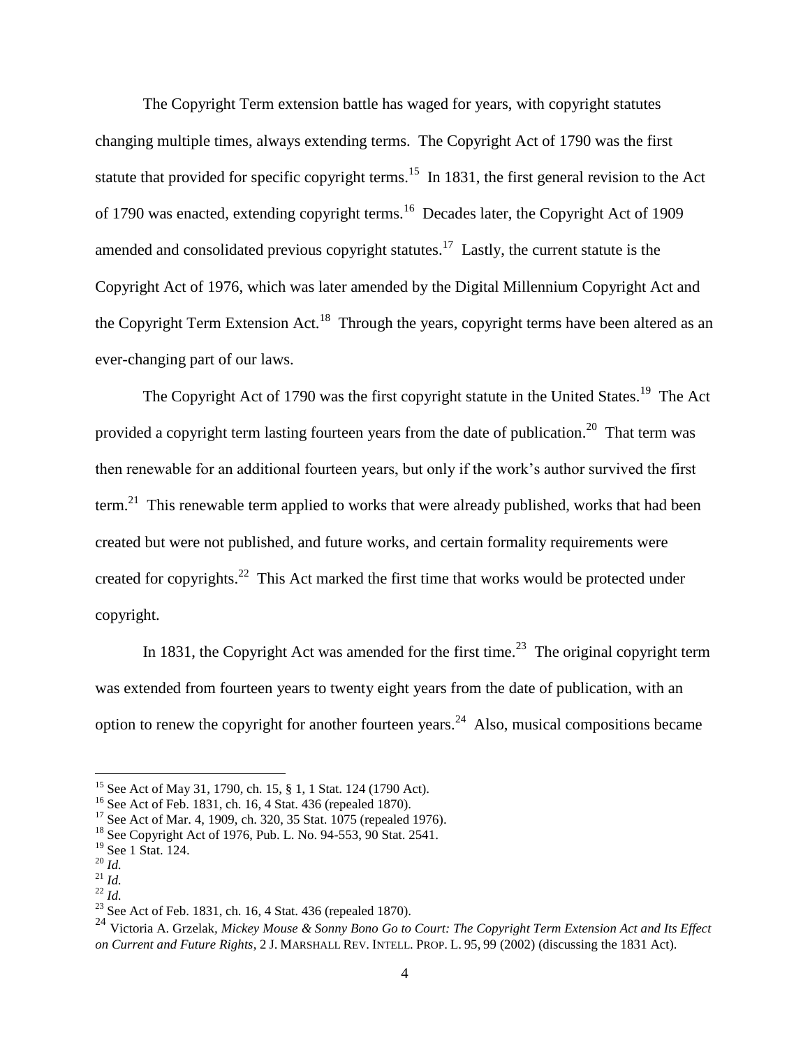The Copyright Term extension battle has waged for years, with copyright statutes changing multiple times, always extending terms. The Copyright Act of 1790 was the first statute that provided for specific copyright terms.[15] In 1831, the first general revision to the Act of 1790 was enacted, extending copyright terms.[16] Decades later, the Copyright Act of 1909 amended and consolidated previous copyright statutes.[17] Lastly, the current statute is the Copyright Act of 1976, which was later amended by the Digital Millennium Copyright Act and the Copyright Term Extension Act.[18] Through the years, copyright terms have been altered as an ever-changing part of our laws.

The Copyright Act of 1790 was the first copyright statute in the United States.[19] The Act provided a copyright term lasting fourteen years from the date of publication.[20] That term was then renewable for an additional fourteen years, but only if the work's author survived the first term.[21] This renewable term applied to works that were already published, works that had been created but were not published, and future works, and certain formality requirements were created for copyrights.[22] This Act marked the first time that works would be protected under copyright.

In 1831, the Copyright Act was amended for the first time.[23] The original copyright term was extended from fourteen years to twenty eight years from the date of publication, with an option to renew the copyright for another fourteen years.[24] Also, musical compositions became

---

[15] See Act of May 31, 1790, ch. 15, § 1, 1 Stat. 124 (1790 Act).
[16] See Act of Feb. 1831, ch. 16, 4 Stat. 436 (repealed 1870).
[17] See Act of Mar. 4, 1909, ch. 320, 35 Stat. 1075 (repealed 1976).
[18] See Copyright Act of 1976, Pub. L. No. 94-553, 90 Stat. 2541.
[19] See 1 Stat. 124.
[20] *Id.*
[21] *Id.*
[22] *Id.*
[23] See Act of Feb. 1831, ch. 16, 4 Stat. 436 (repealed 1870).
[24] Victoria A. Grzelak, *Mickey Mouse & Sonny Bono Go to Court: The Copyright Term Extension Act and Its Effect on Current and Future Rights*, 2 J. MARSHALL REV. INTELL. PROP. L. 95, 99 (2002) (discussing the 1831 Act).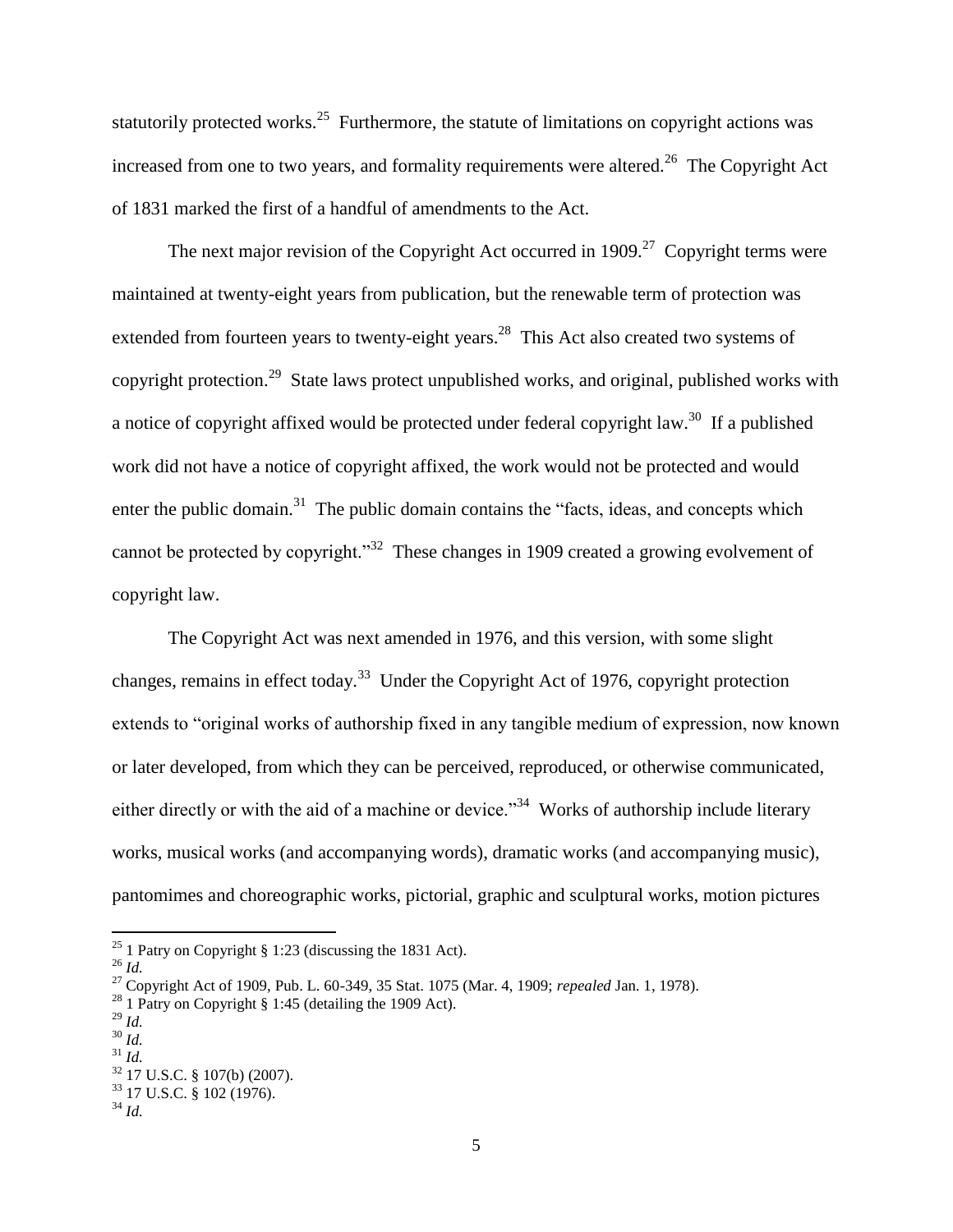statutorily protected works.[25] Furthermore, the statute of limitations on copyright actions was increased from one to two years, and formality requirements were altered.[26] The Copyright Act of 1831 marked the first of a handful of amendments to the Act.

The next major revision of the Copyright Act occurred in 1909.[27] Copyright terms were maintained at twenty-eight years from publication, but the renewable term of protection was extended from fourteen years to twenty-eight years.[28] This Act also created two systems of copyright protection.[29] State laws protect unpublished works, and original, published works with a notice of copyright affixed would be protected under federal copyright law.[30] If a published work did not have a notice of copyright affixed, the work would not be protected and would enter the public domain.[31] The public domain contains the "facts, ideas, and concepts which cannot be protected by copyright."[32] These changes in 1909 created a growing evolvement of copyright law.

The Copyright Act was next amended in 1976, and this version, with some slight changes, remains in effect today.[33] Under the Copyright Act of 1976, copyright protection extends to "original works of authorship fixed in any tangible medium of expression, now known or later developed, from which they can be perceived, reproduced, or otherwise communicated, either directly or with the aid of a machine or device."[34] Works of authorship include literary works, musical works (and accompanying words), dramatic works (and accompanying music), pantomimes and choreographic works, pictorial, graphic and sculptural works, motion pictures

---

[25] 1 Patry on Copyright § 1:23 (discussing the 1831 Act).
[26] *Id.*
[27] Copyright Act of 1909, Pub. L. 60-349, 35 Stat. 1075 (Mar. 4, 1909; *repealed* Jan. 1, 1978).
[28] 1 Patry on Copyright § 1:45 (detailing the 1909 Act).
[29] *Id.*
[30] *Id.*
[31] *Id.*
[32] 17 U.S.C. § 107(b) (2007).
[33] 17 U.S.C. § 102 (1976).
[34] *Id.*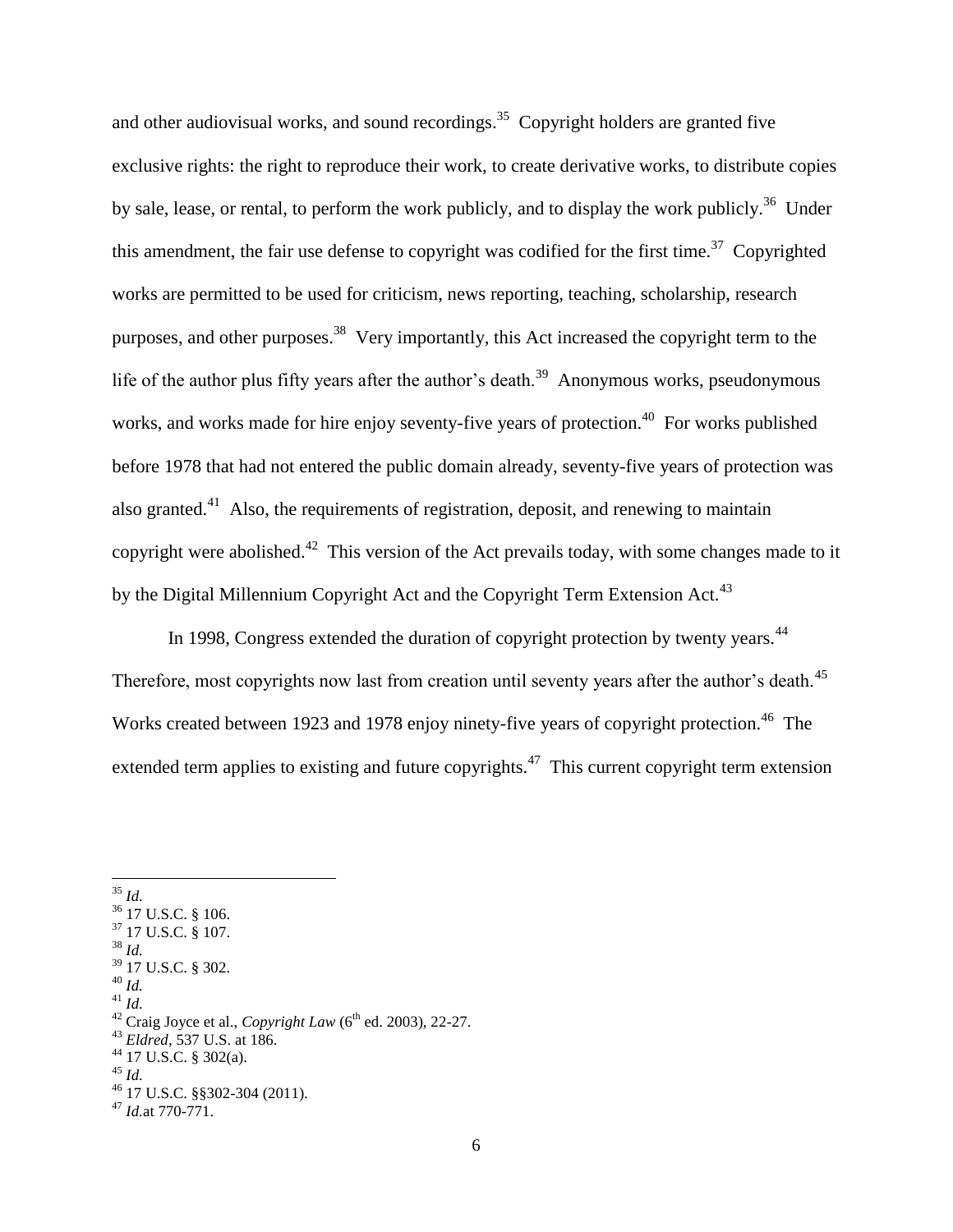and other audiovisual works, and sound recordings.[35] Copyright holders are granted five exclusive rights: the right to reproduce their work, to create derivative works, to distribute copies by sale, lease, or rental, to perform the work publicly, and to display the work publicly.[36] Under this amendment, the fair use defense to copyright was codified for the first time.[37] Copyrighted works are permitted to be used for criticism, news reporting, teaching, scholarship, research purposes, and other purposes.[38] Very importantly, this Act increased the copyright term to the life of the author plus fifty years after the author's death.[39] Anonymous works, pseudonymous works, and works made for hire enjoy seventy-five years of protection.[40] For works published before 1978 that had not entered the public domain already, seventy-five years of protection was also granted.[41] Also, the requirements of registration, deposit, and renewing to maintain copyright were abolished.[42] This version of the Act prevails today, with some changes made to it by the Digital Millennium Copyright Act and the Copyright Term Extension Act.[43]

In 1998, Congress extended the duration of copyright protection by twenty years.[44] Therefore, most copyrights now last from creation until seventy years after the author's death.[45] Works created between 1923 and 1978 enjoy ninety-five years of copyright protection.[46] The extended term applies to existing and future copyrights.[47] This current copyright term extension

---

[35] *Id.*
[36] 17 U.S.C. § 106.
[37] 17 U.S.C. § 107.
[38] *Id.*
[39] 17 U.S.C. § 302.
[40] *Id.*
[41] *Id.*
[42] Craig Joyce et al., *Copyright Law* (6th ed. 2003), 22-27.
[43] *Eldred*, 537 U.S. at 186.
[44] 17 U.S.C. § 302(a).
[45] *Id.*
[46] 17 U.S.C. §§302-304 (2011).
[47] *Id.*at 770-771.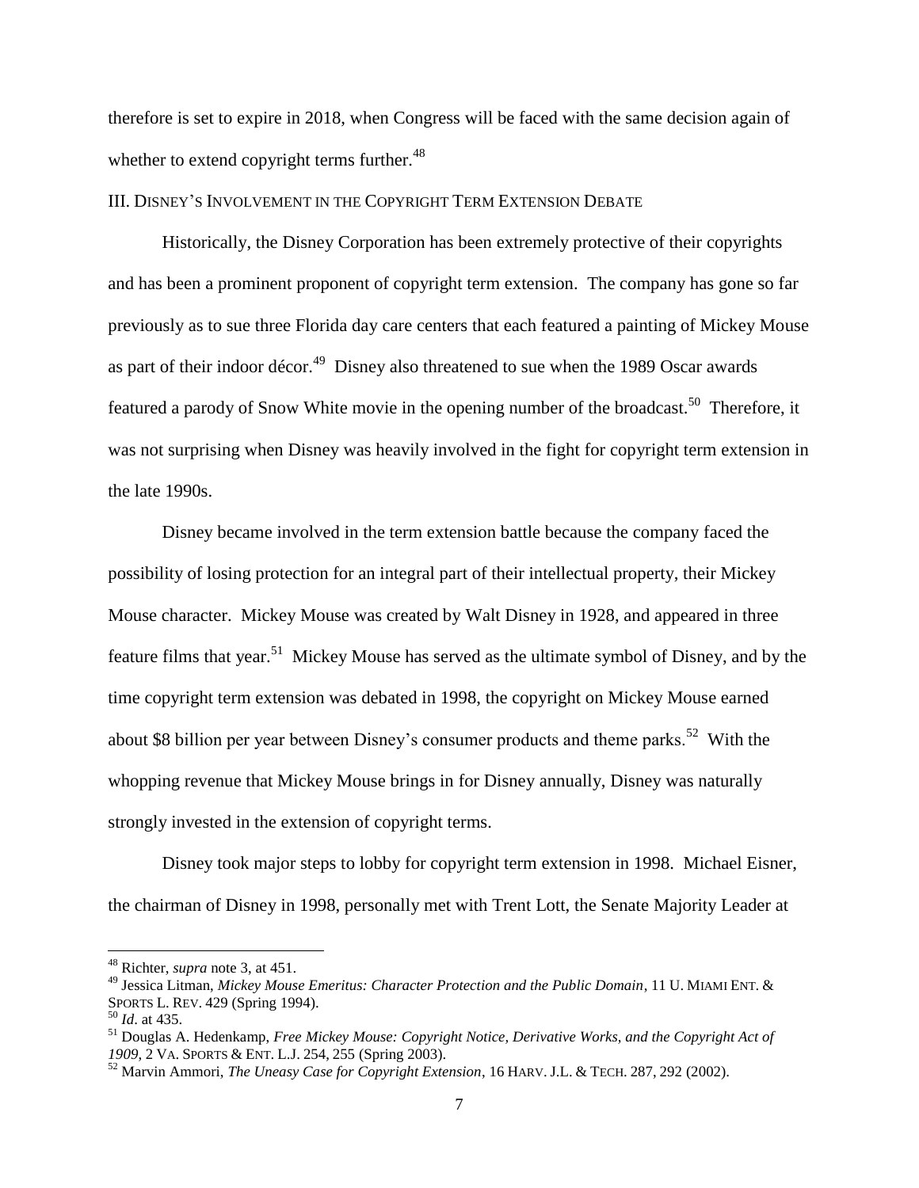therefore is set to expire in 2018, when Congress will be faced with the same decision again of whether to extend copyright terms further.[48]

## III. Disney's Involvement in the Copyright Term Extension Debate

Historically, the Disney Corporation has been extremely protective of their copyrights and has been a prominent proponent of copyright term extension. The company has gone so far previously as to sue three Florida day care centers that each featured a painting of Mickey Mouse as part of their indoor décor.[49] Disney also threatened to sue when the 1989 Oscar awards featured a parody of Snow White movie in the opening number of the broadcast.[50] Therefore, it was not surprising when Disney was heavily involved in the fight for copyright term extension in the late 1990s.

Disney became involved in the term extension battle because the company faced the possibility of losing protection for an integral part of their intellectual property, their Mickey Mouse character. Mickey Mouse was created by Walt Disney in 1928, and appeared in three feature films that year.[51] Mickey Mouse has served as the ultimate symbol of Disney, and by the time copyright term extension was debated in 1998, the copyright on Mickey Mouse earned about $8 billion per year between Disney's consumer products and theme parks.[52] With the whopping revenue that Mickey Mouse brings in for Disney annually, Disney was naturally strongly invested in the extension of copyright terms.

Disney took major steps to lobby for copyright term extension in 1998. Michael Eisner, the chairman of Disney in 1998, personally met with Trent Lott, the Senate Majority Leader at

---

[48] Richter, *supra* note 3, at 451.

[49] Jessica Litman, *Mickey Mouse Emeritus: Character Protection and the Public Domain*, 11 U. Miami Ent. & Sports L. Rev. 429 (Spring 1994).

[50] *Id*. at 435.

[51] Douglas A. Hedenkamp, *Free Mickey Mouse: Copyright Notice, Derivative Works, and the Copyright Act of 1909*, 2 Va. Sports & Ent. L.J. 254, 255 (Spring 2003).

[52] Marvin Ammori, *The Uneasy Case for Copyright Extension*, 16 Harv. J.L. & Tech. 287, 292 (2002).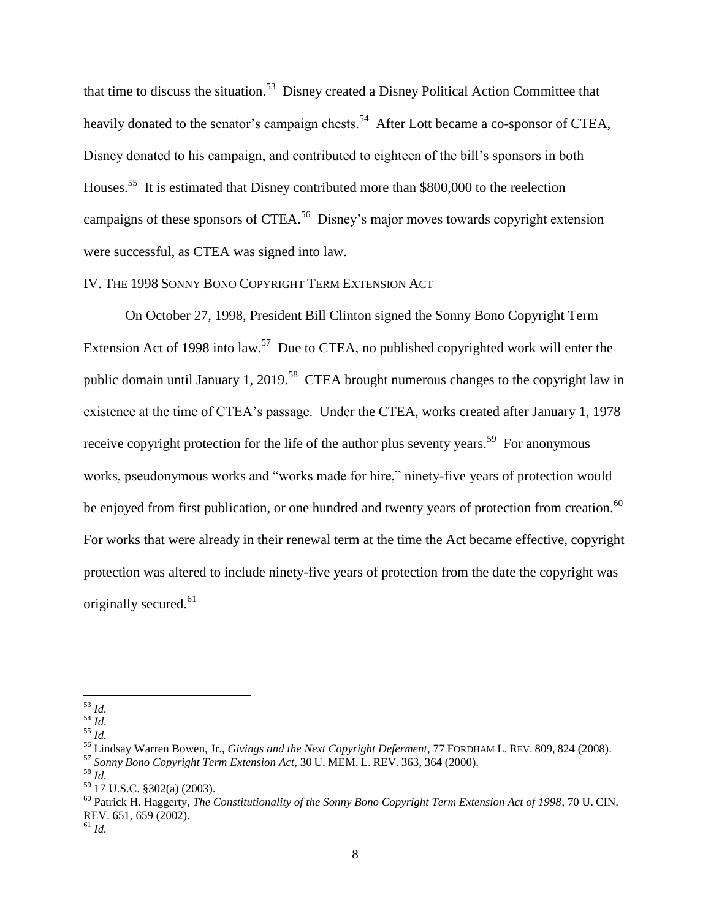that time to discuss the situation.[53] Disney created a Disney Political Action Committee that heavily donated to the senator's campaign chests.[54] After Lott became a co-sponsor of CTEA, Disney donated to his campaign, and contributed to eighteen of the bill's sponsors in both Houses.[55] It is estimated that Disney contributed more than $800,000 to the reelection campaigns of these sponsors of CTEA.[56] Disney's major moves towards copyright extension were successful, as CTEA was signed into law.

## IV. The 1998 Sonny Bono Copyright Term Extension Act

On October 27, 1998, President Bill Clinton signed the Sonny Bono Copyright Term Extension Act of 1998 into law.[57] Due to CTEA, no published copyrighted work will enter the public domain until January 1, 2019.[58] CTEA brought numerous changes to the copyright law in existence at the time of CTEA's passage. Under the CTEA, works created after January 1, 1978 receive copyright protection for the life of the author plus seventy years.[59] For anonymous works, pseudonymous works and "works made for hire," ninety-five years of protection would be enjoyed from first publication, or one hundred and twenty years of protection from creation.[60] For works that were already in their renewal term at the time the Act became effective, copyright protection was altered to include ninety-five years of protection from the date the copyright was originally secured.[61]

---

[53] *Id.*

[54] *Id.*

[55] *Id.*

[56] Lindsay Warren Bowen, Jr., *Givings and the Next Copyright Deferment*, 77 Fordham L. Rev. 809, 824 (2008).

[57] *Sonny Bono Copyright Term Extension Act*, 30 U. Mem. L. Rev. 363, 364 (2000).

[58] *Id.*

[59] 17 U.S.C. §302(a) (2003).

[60] Patrick H. Haggerty, *The Constitutionality of the Sonny Bono Copyright Term Extension Act of 1998*, 70 U. Cin. Rev. 651, 659 (2002).

[61] *Id.*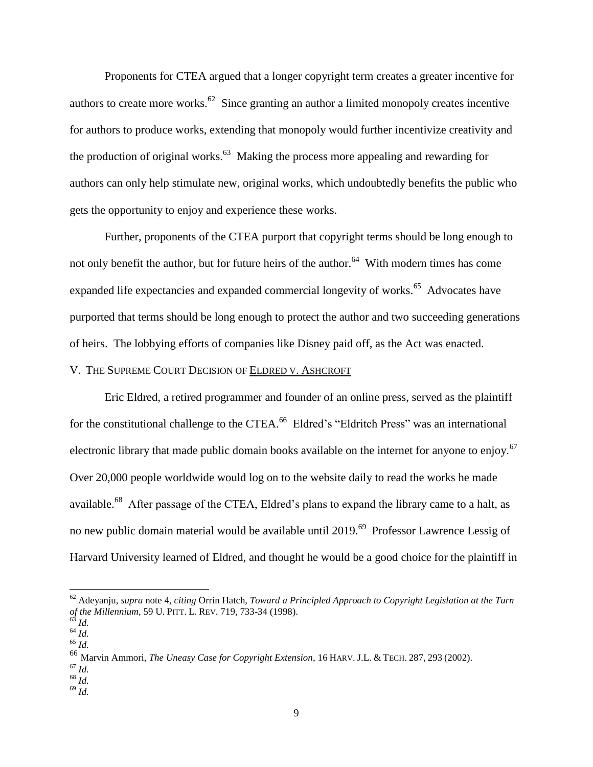Proponents for CTEA argued that a longer copyright term creates a greater incentive for authors to create more works.[62] Since granting an author a limited monopoly creates incentive for authors to produce works, extending that monopoly would further incentivize creativity and the production of original works.[63] Making the process more appealing and rewarding for authors can only help stimulate new, original works, which undoubtedly benefits the public who gets the opportunity to enjoy and experience these works.

Further, proponents of the CTEA purport that copyright terms should be long enough to not only benefit the author, but for future heirs of the author.[64] With modern times has come expanded life expectancies and expanded commercial longevity of works.[65] Advocates have purported that terms should be long enough to protect the author and two succeeding generations of heirs. The lobbying efforts of companies like Disney paid off, as the Act was enacted.

## V. The Supreme Court Decision of Eldred v. Ashcroft

Eric Eldred, a retired programmer and founder of an online press, served as the plaintiff for the constitutional challenge to the CTEA.[66] Eldred's "Eldritch Press" was an international electronic library that made public domain books available on the internet for anyone to enjoy.[67] Over 20,000 people worldwide would log on to the website daily to read the works he made available.[68] After passage of the CTEA, Eldred's plans to expand the library came to a halt, as no new public domain material would be available until 2019.[69] Professor Lawrence Lessig of Harvard University learned of Eldred, and thought he would be a good choice for the plaintiff in

---

[62] Adeyanju, *supra* note 4, *citing* Orrin Hatch, *Toward a Principled Approach to Copyright Legislation at the Turn of the Millennium*, 59 U. Pitt. L. Rev. 719, 733-34 (1998).
[63] *Id.*
[64] *Id.*
[65] *Id.*
[66] Marvin Ammori, *The Uneasy Case for Copyright Extension*, 16 Harv. J.L. & Tech. 287, 293 (2002).
[67] *Id.*
[68] *Id.*
[69] *Id.*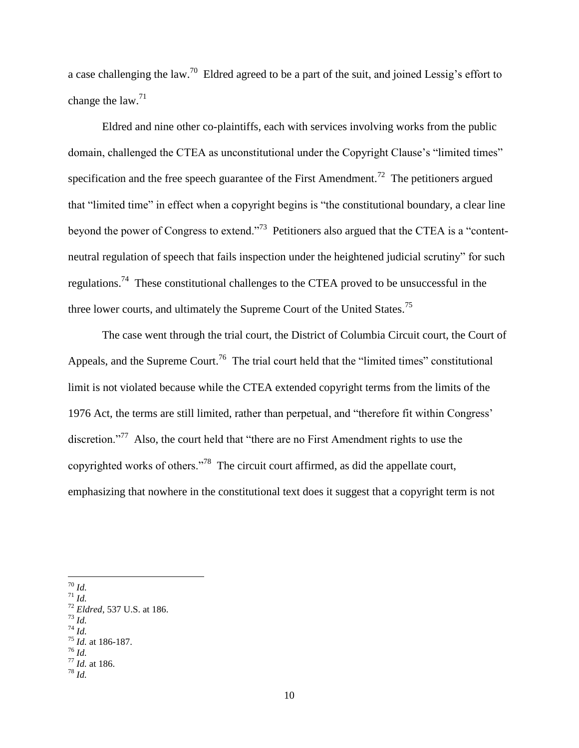a case challenging the law.[70] Eldred agreed to be a part of the suit, and joined Lessig's effort to change the law.[71]

Eldred and nine other co-plaintiffs, each with services involving works from the public domain, challenged the CTEA as unconstitutional under the Copyright Clause's "limited times" specification and the free speech guarantee of the First Amendment.[72] The petitioners argued that "limited time" in effect when a copyright begins is "the constitutional boundary, a clear line beyond the power of Congress to extend."[73] Petitioners also argued that the CTEA is a "content-neutral regulation of speech that fails inspection under the heightened judicial scrutiny" for such regulations.[74] These constitutional challenges to the CTEA proved to be unsuccessful in the three lower courts, and ultimately the Supreme Court of the United States.[75]

The case went through the trial court, the District of Columbia Circuit court, the Court of Appeals, and the Supreme Court.[76] The trial court held that the "limited times" constitutional limit is not violated because while the CTEA extended copyright terms from the limits of the 1976 Act, the terms are still limited, rather than perpetual, and "therefore fit within Congress' discretion."[77] Also, the court held that "there are no First Amendment rights to use the copyrighted works of others."[78] The circuit court affirmed, as did the appellate court, emphasizing that nowhere in the constitutional text does it suggest that a copyright term is not

---

[70] *Id.*
[71] *Id.*
[72] *Eldred*, 537 U.S. at 186.
[73] *Id.*
[74] *Id.*
[75] *Id.* at 186-187.
[76] *Id.*
[77] *Id.* at 186.
[78] *Id.*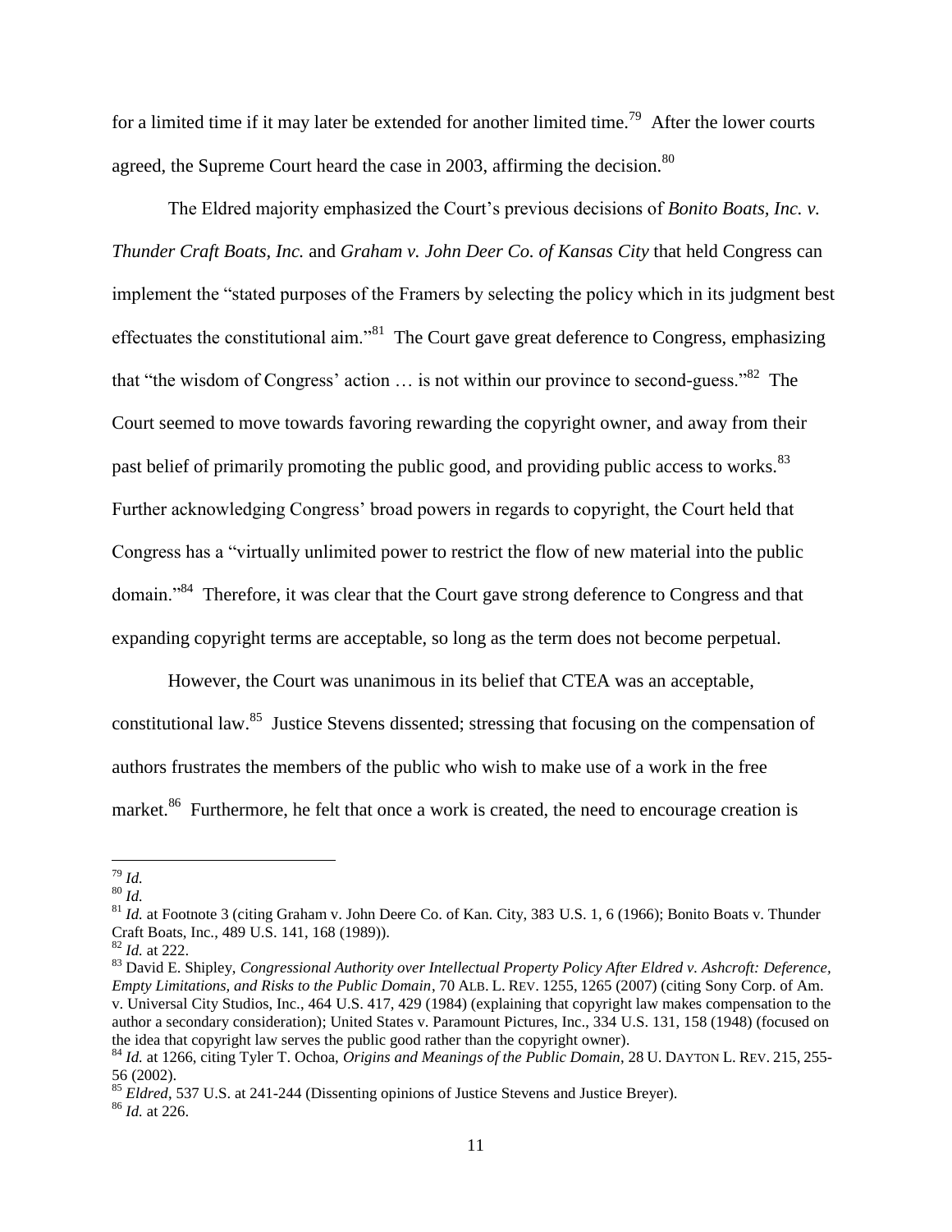for a limited time if it may later be extended for another limited time.[79] After the lower courts agreed, the Supreme Court heard the case in 2003, affirming the decision.[80]

The Eldred majority emphasized the Court's previous decisions of *Bonito Boats, Inc. v. Thunder Craft Boats, Inc.* and *Graham v. John Deer Co. of Kansas City* that held Congress can implement the "stated purposes of the Framers by selecting the policy which in its judgment best effectuates the constitutional aim."[81] The Court gave great deference to Congress, emphasizing that "the wisdom of Congress' action … is not within our province to second-guess."[82] The Court seemed to move towards favoring rewarding the copyright owner, and away from their past belief of primarily promoting the public good, and providing public access to works.[83] Further acknowledging Congress' broad powers in regards to copyright, the Court held that Congress has a "virtually unlimited power to restrict the flow of new material into the public domain."[84] Therefore, it was clear that the Court gave strong deference to Congress and that expanding copyright terms are acceptable, so long as the term does not become perpetual.

However, the Court was unanimous in its belief that CTEA was an acceptable, constitutional law.[85] Justice Stevens dissented; stressing that focusing on the compensation of authors frustrates the members of the public who wish to make use of a work in the free market.[86] Furthermore, he felt that once a work is created, the need to encourage creation is

---

[79] *Id.*

[80] *Id.*

[81] *Id.* at Footnote 3 (citing Graham v. John Deere Co. of Kan. City, 383 U.S. 1, 6 (1966); Bonito Boats v. Thunder Craft Boats, Inc., 489 U.S. 141, 168 (1989)).

[82] *Id.* at 222.

[83] David E. Shipley, *Congressional Authority over Intellectual Property Policy After Eldred v. Ashcroft: Deference, Empty Limitations, and Risks to the Public Domain*, 70 ALB. L. REV. 1255, 1265 (2007) (citing Sony Corp. of Am. v. Universal City Studios, Inc., 464 U.S. 417, 429 (1984) (explaining that copyright law makes compensation to the author a secondary consideration); United States v. Paramount Pictures, Inc., 334 U.S. 131, 158 (1948) (focused on the idea that copyright law serves the public good rather than the copyright owner).

[84] *Id.* at 1266, citing Tyler T. Ochoa, *Origins and Meanings of the Public Domain*, 28 U. DAYTON L. REV. 215, 255-56 (2002).

[85] *Eldred*, 537 U.S. at 241-244 (Dissenting opinions of Justice Stevens and Justice Breyer).

[86] *Id.* at 226.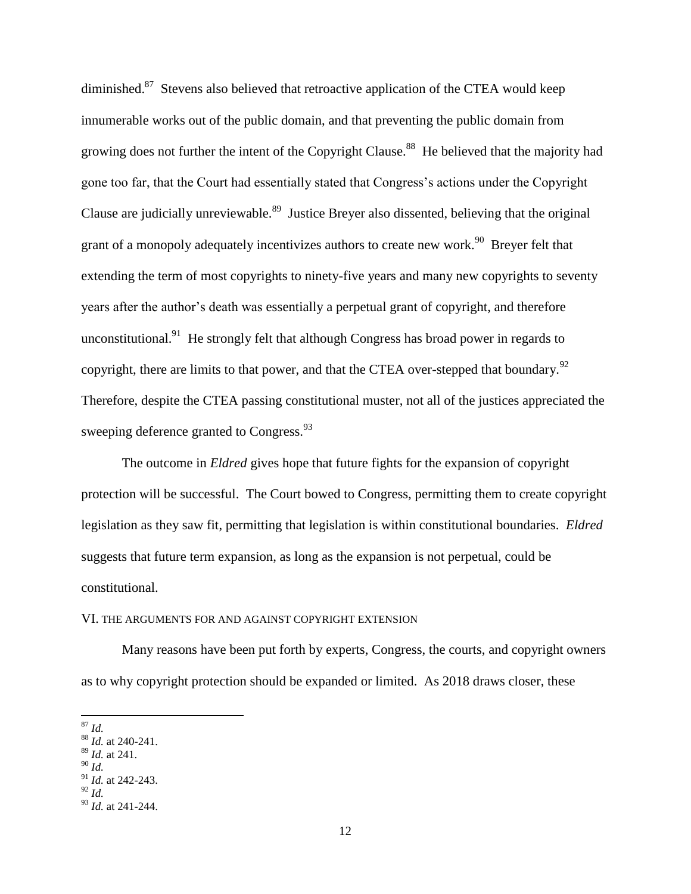diminished.[87] Stevens also believed that retroactive application of the CTEA would keep innumerable works out of the public domain, and that preventing the public domain from growing does not further the intent of the Copyright Clause.[88] He believed that the majority had gone too far, that the Court had essentially stated that Congress's actions under the Copyright Clause are judicially unreviewable.[89] Justice Breyer also dissented, believing that the original grant of a monopoly adequately incentivizes authors to create new work.[90] Breyer felt that extending the term of most copyrights to ninety-five years and many new copyrights to seventy years after the author's death was essentially a perpetual grant of copyright, and therefore unconstitutional.[91] He strongly felt that although Congress has broad power in regards to copyright, there are limits to that power, and that the CTEA over-stepped that boundary.[92] Therefore, despite the CTEA passing constitutional muster, not all of the justices appreciated the sweeping deference granted to Congress.[93]

The outcome in *Eldred* gives hope that future fights for the expansion of copyright protection will be successful. The Court bowed to Congress, permitting them to create copyright legislation as they saw fit, permitting that legislation is within constitutional boundaries. *Eldred* suggests that future term expansion, as long as the expansion is not perpetual, could be constitutional.

## VI. THE ARGUMENTS FOR AND AGAINST COPYRIGHT EXTENSION

Many reasons have been put forth by experts, Congress, the courts, and copyright owners as to why copyright protection should be expanded or limited. As 2018 draws closer, these

---

[87] *Id.*
[88] *Id.* at 240-241.
[89] *Id.* at 241.
[90] *Id.*
[91] *Id.* at 242-243.
[92] *Id.*
[93] *Id.* at 241-244.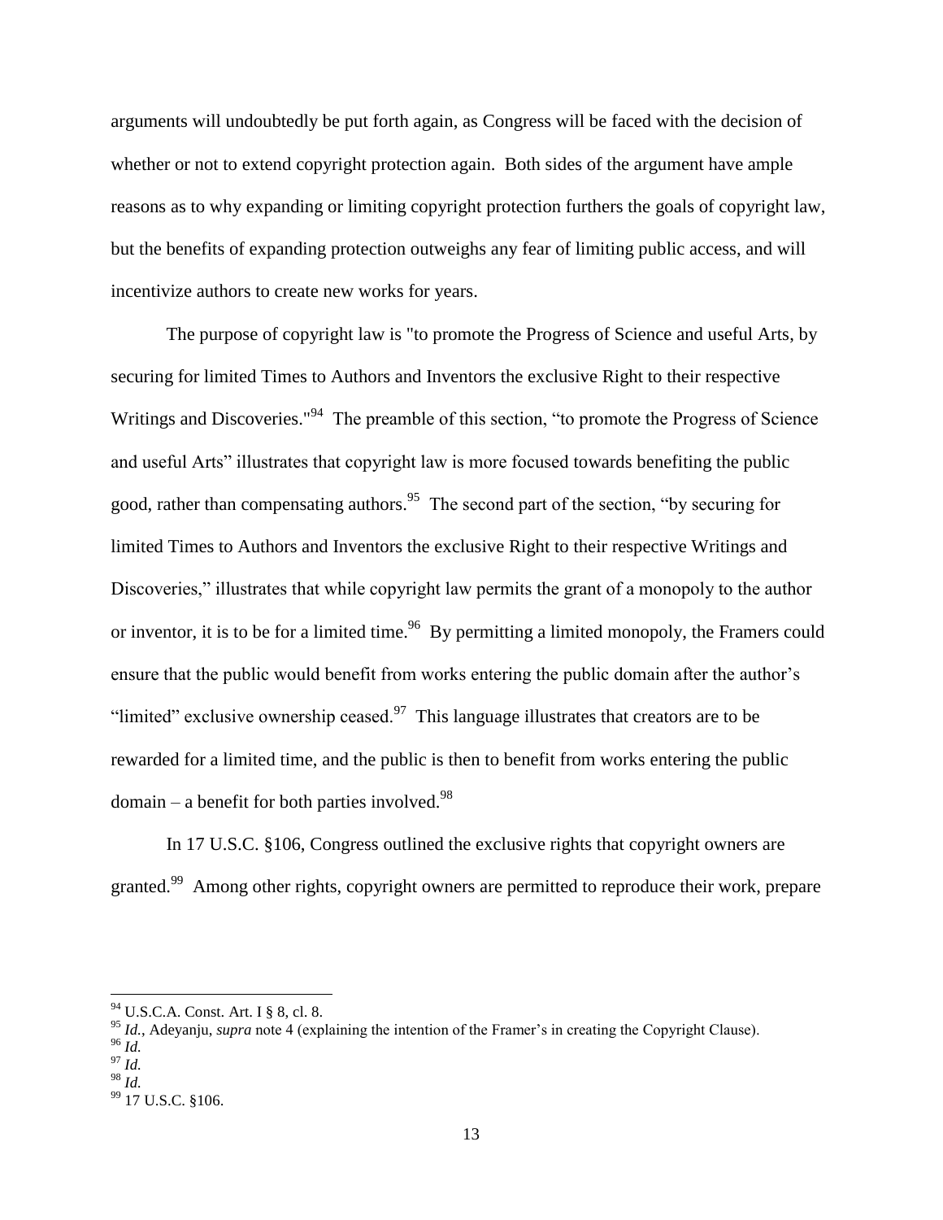arguments will undoubtedly be put forth again, as Congress will be faced with the decision of whether or not to extend copyright protection again. Both sides of the argument have ample reasons as to why expanding or limiting copyright protection furthers the goals of copyright law, but the benefits of expanding protection outweighs any fear of limiting public access, and will incentivize authors to create new works for years.

The purpose of copyright law is "to promote the Progress of Science and useful Arts, by securing for limited Times to Authors and Inventors the exclusive Right to their respective Writings and Discoveries."[94] The preamble of this section, "to promote the Progress of Science and useful Arts" illustrates that copyright law is more focused towards benefiting the public good, rather than compensating authors.[95] The second part of the section, "by securing for limited Times to Authors and Inventors the exclusive Right to their respective Writings and Discoveries," illustrates that while copyright law permits the grant of a monopoly to the author or inventor, it is to be for a limited time.[96] By permitting a limited monopoly, the Framers could ensure that the public would benefit from works entering the public domain after the author's "limited" exclusive ownership ceased.[97] This language illustrates that creators are to be rewarded for a limited time, and the public is then to benefit from works entering the public domain – a benefit for both parties involved.[98]

In 17 U.S.C. §106, Congress outlined the exclusive rights that copyright owners are granted.[99] Among other rights, copyright owners are permitted to reproduce their work, prepare

---

[94] U.S.C.A. Const. Art. I § 8, cl. 8.

[95] *Id.*, Adeyanju, *supra* note 4 (explaining the intention of the Framer's in creating the Copyright Clause).

[96] *Id.*

[97] *Id.*

[98] *Id.*

[99] 17 U.S.C. §106.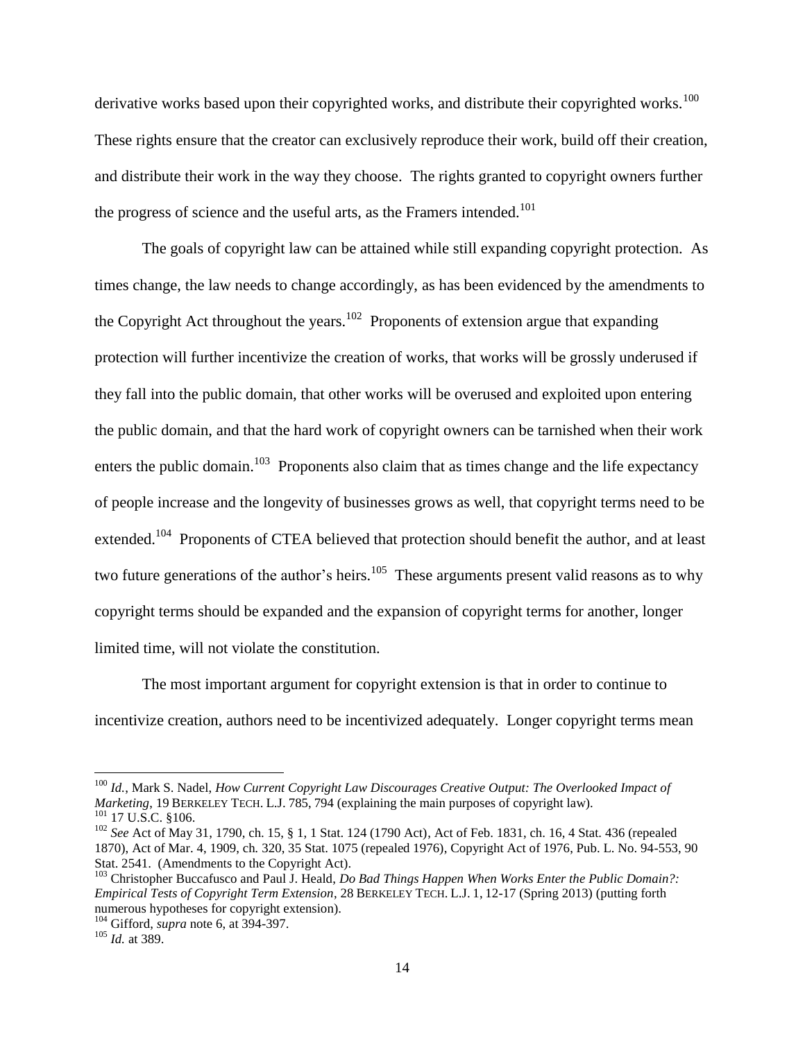derivative works based upon their copyrighted works, and distribute their copyrighted works.[100] These rights ensure that the creator can exclusively reproduce their work, build off their creation, and distribute their work in the way they choose. The rights granted to copyright owners further the progress of science and the useful arts, as the Framers intended.[101]

The goals of copyright law can be attained while still expanding copyright protection. As times change, the law needs to change accordingly, as has been evidenced by the amendments to the Copyright Act throughout the years.[102] Proponents of extension argue that expanding protection will further incentivize the creation of works, that works will be grossly underused if they fall into the public domain, that other works will be overused and exploited upon entering the public domain, and that the hard work of copyright owners can be tarnished when their work enters the public domain.[103] Proponents also claim that as times change and the life expectancy of people increase and the longevity of businesses grows as well, that copyright terms need to be extended.[104] Proponents of CTEA believed that protection should benefit the author, and at least two future generations of the author's heirs.[105] These arguments present valid reasons as to why copyright terms should be expanded and the expansion of copyright terms for another, longer limited time, will not violate the constitution.

The most important argument for copyright extension is that in order to continue to incentivize creation, authors need to be incentivized adequately. Longer copyright terms mean

---

[100] *Id.*, Mark S. Nadel, *How Current Copyright Law Discourages Creative Output: The Overlooked Impact of Marketing*, 19 BERKELEY TECH. L.J. 785, 794 (explaining the main purposes of copyright law).

[101] 17 U.S.C. §106.

[102] *See* Act of May 31, 1790, ch. 15, § 1, 1 Stat. 124 (1790 Act), Act of Feb. 1831, ch. 16, 4 Stat. 436 (repealed 1870), Act of Mar. 4, 1909, ch. 320, 35 Stat. 1075 (repealed 1976), Copyright Act of 1976, Pub. L. No. 94-553, 90 Stat. 2541. (Amendments to the Copyright Act).

[103] Christopher Buccafusco and Paul J. Heald, *Do Bad Things Happen When Works Enter the Public Domain?: Empirical Tests of Copyright Term Extension*, 28 BERKELEY TECH. L.J. 1, 12-17 (Spring 2013) (putting forth numerous hypotheses for copyright extension).

[104] Gifford, *supra* note 6, at 394-397.

[105] *Id.* at 389.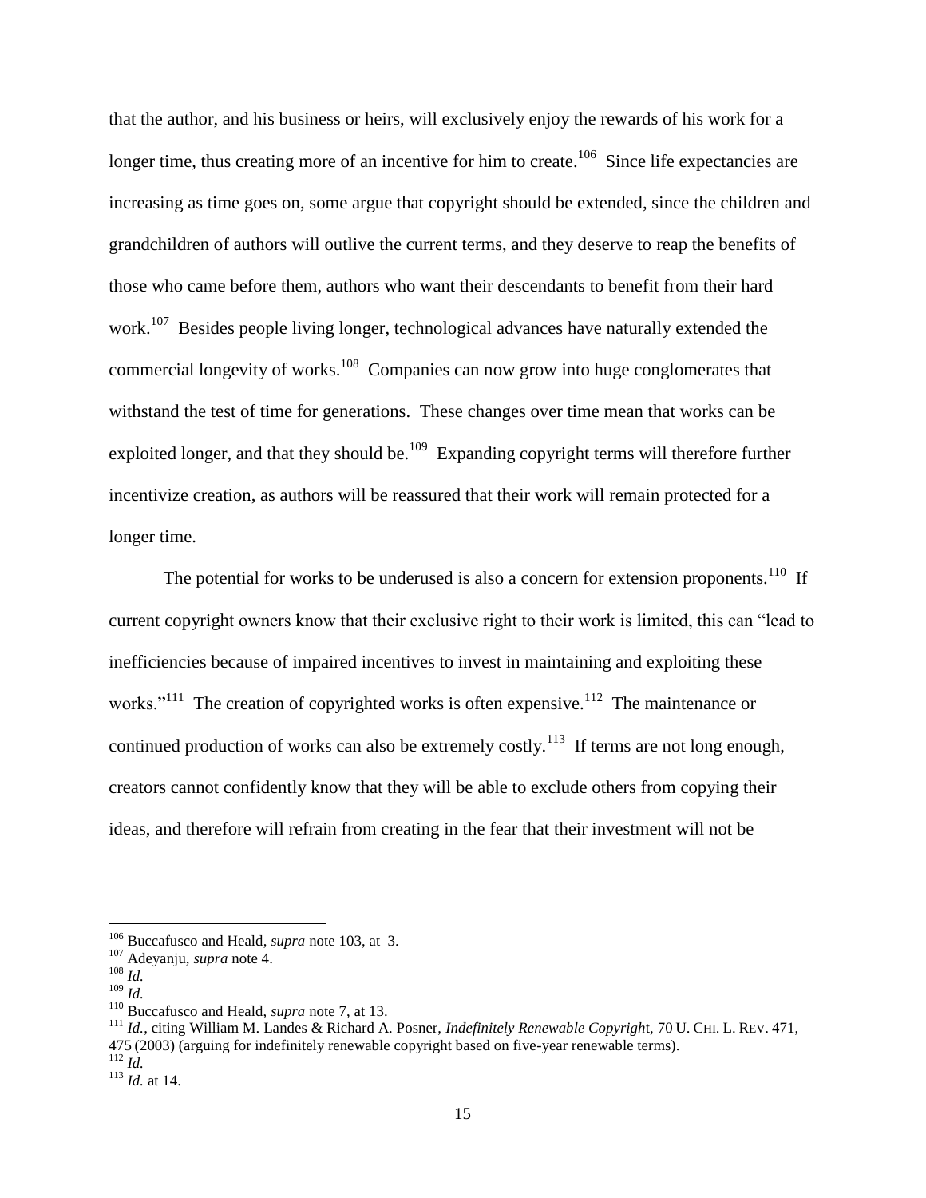that the author, and his business or heirs, will exclusively enjoy the rewards of his work for a longer time, thus creating more of an incentive for him to create.[106] Since life expectancies are increasing as time goes on, some argue that copyright should be extended, since the children and grandchildren of authors will outlive the current terms, and they deserve to reap the benefits of those who came before them, authors who want their descendants to benefit from their hard work.[107] Besides people living longer, technological advances have naturally extended the commercial longevity of works.[108] Companies can now grow into huge conglomerates that withstand the test of time for generations. These changes over time mean that works can be exploited longer, and that they should be.[109] Expanding copyright terms will therefore further incentivize creation, as authors will be reassured that their work will remain protected for a longer time.

The potential for works to be underused is also a concern for extension proponents.[110] If current copyright owners know that their exclusive right to their work is limited, this can "lead to inefficiencies because of impaired incentives to invest in maintaining and exploiting these works."[111] The creation of copyrighted works is often expensive.[112] The maintenance or continued production of works can also be extremely costly.[113] If terms are not long enough, creators cannot confidently know that they will be able to exclude others from copying their ideas, and therefore will refrain from creating in the fear that their investment will not be

---

[106] Buccafusco and Heald, *supra* note 103, at 3.

[107] Adeyanju, *supra* note 4.

[108] *Id.*

[109] *Id.*

[110] Buccafusco and Heald, *supra* note 7, at 13.

[111] *Id.*, citing William M. Landes & Richard A. Posner, *Indefinitely Renewable Copyright*, 70 U. CHI. L. REV. 471, 475 (2003) (arguing for indefinitely renewable copyright based on five-year renewable terms).

[112] *Id.*

[113] *Id.* at 14.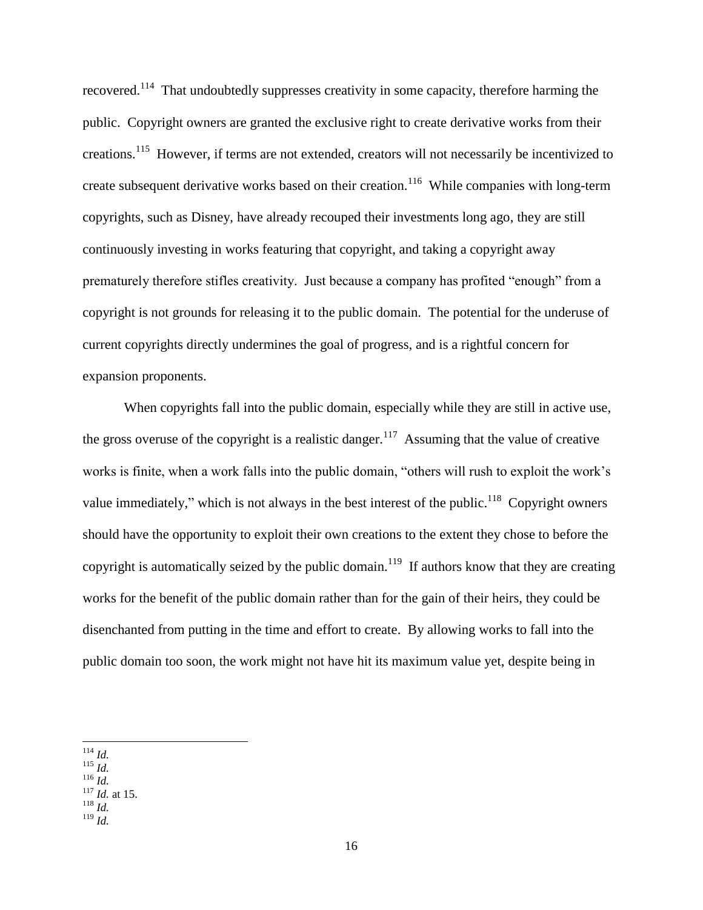recovered.[114] That undoubtedly suppresses creativity in some capacity, therefore harming the public. Copyright owners are granted the exclusive right to create derivative works from their creations.[115] However, if terms are not extended, creators will not necessarily be incentivized to create subsequent derivative works based on their creation.[116] While companies with long-term copyrights, such as Disney, have already recouped their investments long ago, they are still continuously investing in works featuring that copyright, and taking a copyright away prematurely therefore stifles creativity. Just because a company has profited "enough" from a copyright is not grounds for releasing it to the public domain. The potential for the underuse of current copyrights directly undermines the goal of progress, and is a rightful concern for expansion proponents.

When copyrights fall into the public domain, especially while they are still in active use, the gross overuse of the copyright is a realistic danger.[117] Assuming that the value of creative works is finite, when a work falls into the public domain, "others will rush to exploit the work's value immediately," which is not always in the best interest of the public.[118] Copyright owners should have the opportunity to exploit their own creations to the extent they chose to before the copyright is automatically seized by the public domain.[119] If authors know that they are creating works for the benefit of the public domain rather than for the gain of their heirs, they could be disenchanted from putting in the time and effort to create. By allowing works to fall into the public domain too soon, the work might not have hit its maximum value yet, despite being in

---

[114] *Id.*

[115] *Id.*

[116] *Id.*

[117] *Id.* at 15.

[118] *Id.*

[119] *Id.*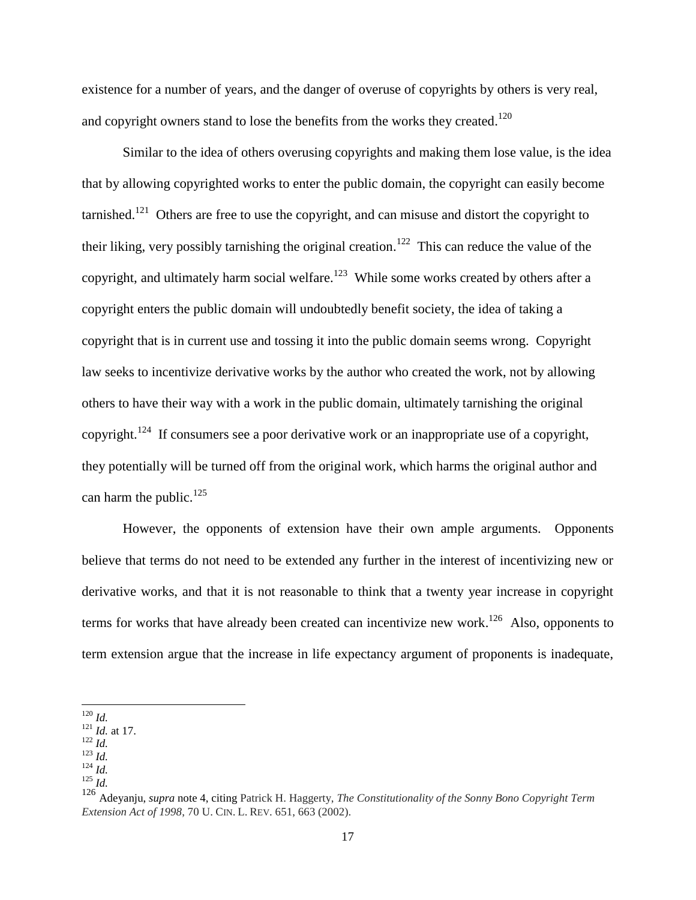existence for a number of years, and the danger of overuse of copyrights by others is very real, and copyright owners stand to lose the benefits from the works they created.[120]

Similar to the idea of others overusing copyrights and making them lose value, is the idea that by allowing copyrighted works to enter the public domain, the copyright can easily become tarnished.[121] Others are free to use the copyright, and can misuse and distort the copyright to their liking, very possibly tarnishing the original creation.[122] This can reduce the value of the copyright, and ultimately harm social welfare.[123] While some works created by others after a copyright enters the public domain will undoubtedly benefit society, the idea of taking a copyright that is in current use and tossing it into the public domain seems wrong. Copyright law seeks to incentivize derivative works by the author who created the work, not by allowing others to have their way with a work in the public domain, ultimately tarnishing the original copyright.[124] If consumers see a poor derivative work or an inappropriate use of a copyright, they potentially will be turned off from the original work, which harms the original author and can harm the public.[125]

However, the opponents of extension have their own ample arguments. Opponents believe that terms do not need to be extended any further in the interest of incentivizing new or derivative works, and that it is not reasonable to think that a twenty year increase in copyright terms for works that have already been created can incentivize new work.[126] Also, opponents to term extension argue that the increase in life expectancy argument of proponents is inadequate,

---

[120] *Id.*
[121] *Id.* at 17.
[122] *Id.*
[123] *Id.*
[124] *Id.*
[125] *Id.*
[126] Adeyanju, *supra* note 4, citing Patrick H. Haggerty, *The Constitutionality of the Sonny Bono Copyright Term Extension Act of 1998*, 70 U. CIN. L. REV. 651, 663 (2002).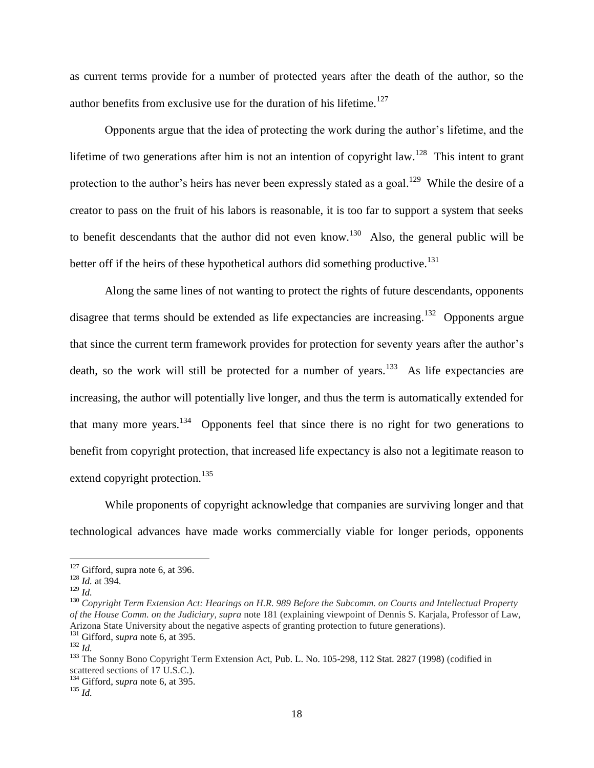as current terms provide for a number of protected years after the death of the author, so the author benefits from exclusive use for the duration of his lifetime.[127]

Opponents argue that the idea of protecting the work during the author's lifetime, and the lifetime of two generations after him is not an intention of copyright law.[128] This intent to grant protection to the author's heirs has never been expressly stated as a goal.[129] While the desire of a creator to pass on the fruit of his labors is reasonable, it is too far to support a system that seeks to benefit descendants that the author did not even know.[130] Also, the general public will be better off if the heirs of these hypothetical authors did something productive.[131]

Along the same lines of not wanting to protect the rights of future descendants, opponents disagree that terms should be extended as life expectancies are increasing.[132] Opponents argue that since the current term framework provides for protection for seventy years after the author's death, so the work will still be protected for a number of years.[133] As life expectancies are increasing, the author will potentially live longer, and thus the term is automatically extended for that many more years.[134] Opponents feel that since there is no right for two generations to benefit from copyright protection, that increased life expectancy is also not a legitimate reason to extend copyright protection.[135]

While proponents of copyright acknowledge that companies are surviving longer and that technological advances have made works commercially viable for longer periods, opponents

---

[127] Gifford, supra note 6, at 396.

[128] *Id.* at 394.

[129] *Id.*

[130] *Copyright Term Extension Act: Hearings on H.R. 989 Before the Subcomm. on Courts and Intellectual Property of the House Comm. on the Judiciary, supra* note 181 (explaining viewpoint of Dennis S. Karjala, Professor of Law, Arizona State University about the negative aspects of granting protection to future generations).

[131] Gifford, *supra* note 6, at 395.

[132] *Id.*

[133] The Sonny Bono Copyright Term Extension Act, Pub. L. No. 105-298, 112 Stat. 2827 (1998) (codified in scattered sections of 17 U.S.C.).

[134] Gifford, *supra* note 6, at 395.

[135] *Id.*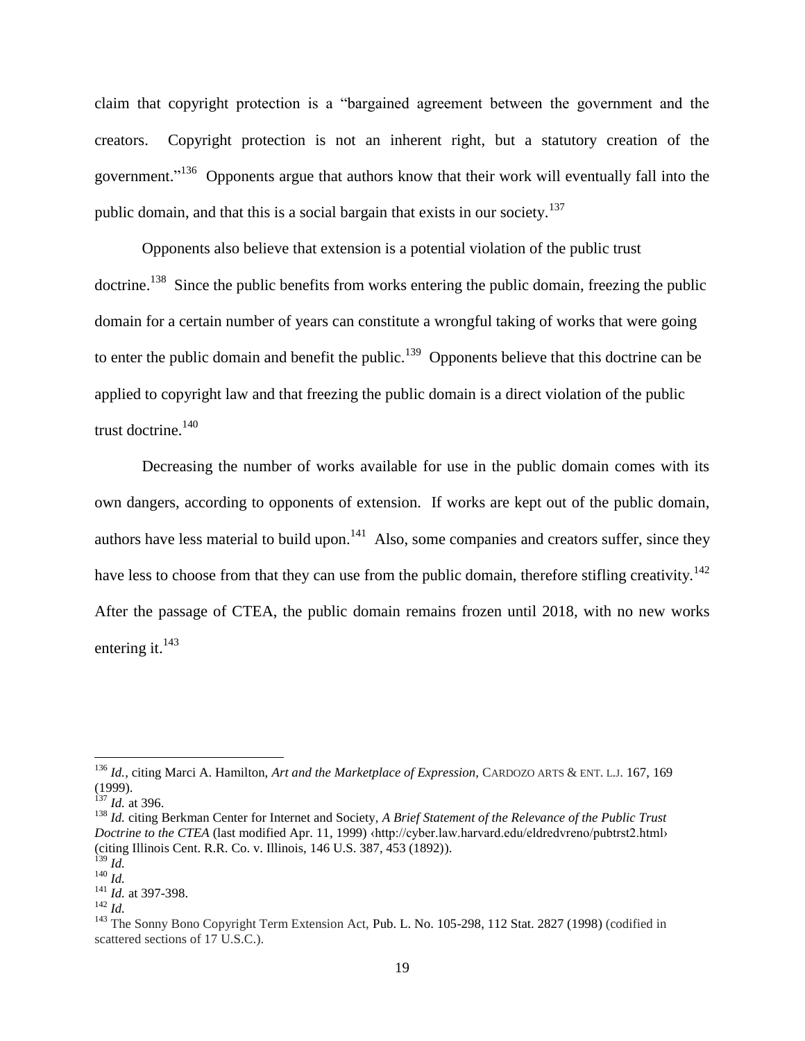claim that copyright protection is a "bargained agreement between the government and the creators. Copyright protection is not an inherent right, but a statutory creation of the government."[136] Opponents argue that authors know that their work will eventually fall into the public domain, and that this is a social bargain that exists in our society.[137]

Opponents also believe that extension is a potential violation of the public trust doctrine.[138] Since the public benefits from works entering the public domain, freezing the public domain for a certain number of years can constitute a wrongful taking of works that were going to enter the public domain and benefit the public.[139] Opponents believe that this doctrine can be applied to copyright law and that freezing the public domain is a direct violation of the public trust doctrine.[140]

Decreasing the number of works available for use in the public domain comes with its own dangers, according to opponents of extension. If works are kept out of the public domain, authors have less material to build upon.[141] Also, some companies and creators suffer, since they have less to choose from that they can use from the public domain, therefore stifling creativity.[142] After the passage of CTEA, the public domain remains frozen until 2018, with no new works entering it.[143]

---

[136] *Id.*, citing Marci A. Hamilton, *Art and the Marketplace of Expression*, CARDOZO ARTS & ENT. L.J. 167, 169 (1999).

[137] *Id.* at 396.

[138] *Id.* citing Berkman Center for Internet and Society, *A Brief Statement of the Relevance of the Public Trust Doctrine to the CTEA* (last modified Apr. 11, 1999) ‹http://cyber.law.harvard.edu/eldredvreno/pubtrst2.html› (citing Illinois Cent. R.R. Co. v. Illinois, 146 U.S. 387, 453 (1892)).

[139] *Id.*

[140] *Id.*

[141] *Id.* at 397-398.

[142] *Id.*

[143] The Sonny Bono Copyright Term Extension Act, Pub. L. No. 105-298, 112 Stat. 2827 (1998) (codified in scattered sections of 17 U.S.C.).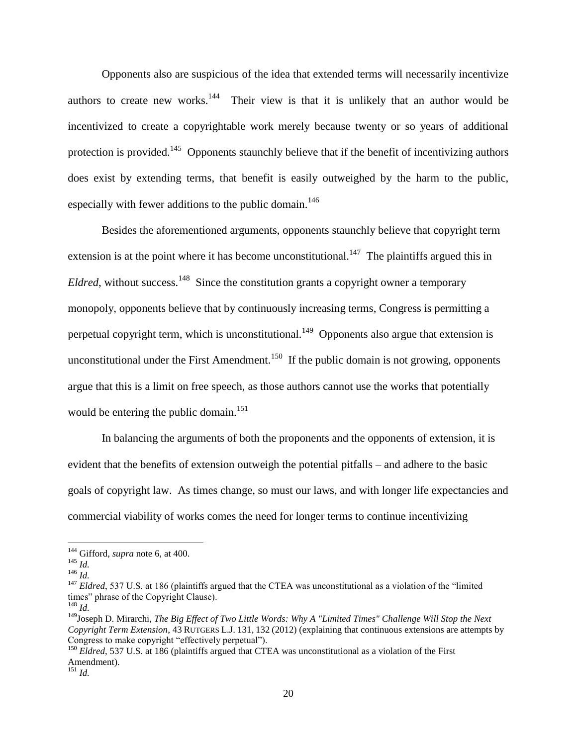Opponents also are suspicious of the idea that extended terms will necessarily incentivize authors to create new works.[144] Their view is that it is unlikely that an author would be incentivized to create a copyrightable work merely because twenty or so years of additional protection is provided.[145] Opponents staunchly believe that if the benefit of incentivizing authors does exist by extending terms, that benefit is easily outweighed by the harm to the public, especially with fewer additions to the public domain.[146]

Besides the aforementioned arguments, opponents staunchly believe that copyright term extension is at the point where it has become unconstitutional.[147] The plaintiffs argued this in *Eldred*, without success.[148] Since the constitution grants a copyright owner a temporary monopoly, opponents believe that by continuously increasing terms, Congress is permitting a perpetual copyright term, which is unconstitutional.[149] Opponents also argue that extension is unconstitutional under the First Amendment.[150] If the public domain is not growing, opponents argue that this is a limit on free speech, as those authors cannot use the works that potentially would be entering the public domain.[151]

In balancing the arguments of both the proponents and the opponents of extension, it is evident that the benefits of extension outweigh the potential pitfalls – and adhere to the basic goals of copyright law. As times change, so must our laws, and with longer life expectancies and commercial viability of works comes the need for longer terms to continue incentivizing

---

[144] Gifford, *supra* note 6, at 400.

[145] *Id.*

[146] *Id.*

[147] *Eldred*, 537 U.S. at 186 (plaintiffs argued that the CTEA was unconstitutional as a violation of the "limited times" phrase of the Copyright Clause).

[148] *Id.*

[149] Joseph D. Mirarchi, *The Big Effect of Two Little Words: Why A "Limited Times" Challenge Will Stop the Next Copyright Term Extension*, 43 RUTGERS L.J. 131, 132 (2012) (explaining that continuous extensions are attempts by Congress to make copyright "effectively perpetual").

[150] *Eldred*, 537 U.S. at 186 (plaintiffs argued that CTEA was unconstitutional as a violation of the First Amendment).

[151] *Id.*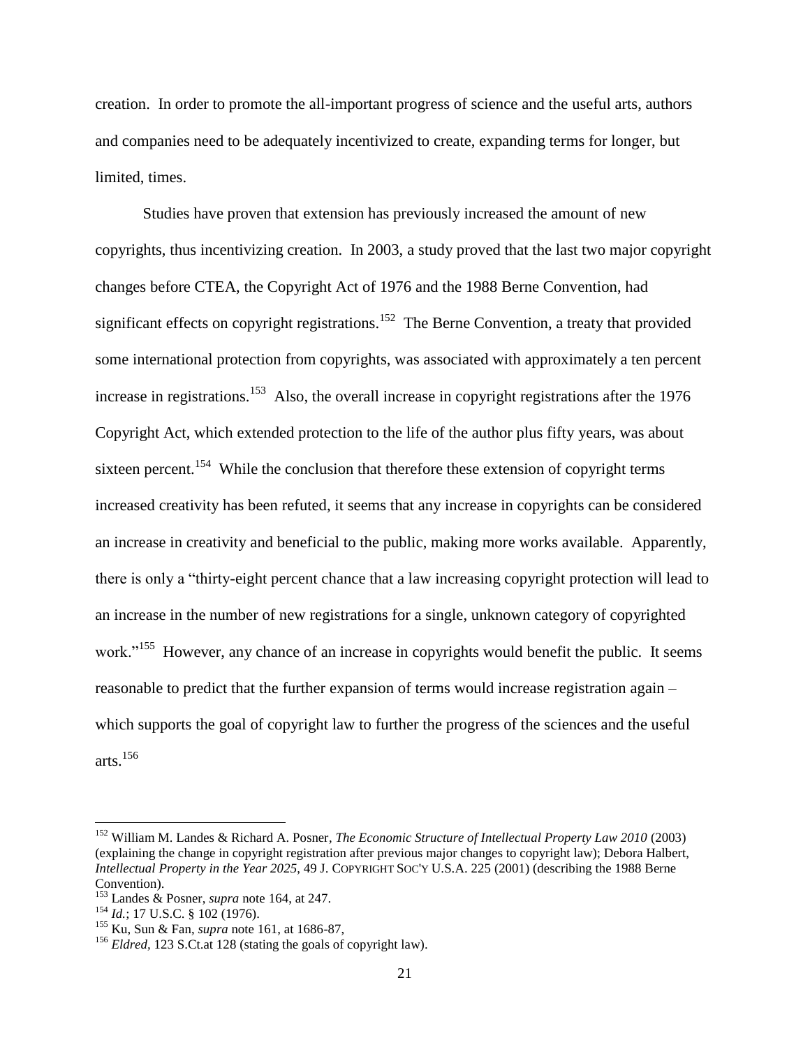creation. In order to promote the all-important progress of science and the useful arts, authors and companies need to be adequately incentivized to create, expanding terms for longer, but limited, times.

Studies have proven that extension has previously increased the amount of new copyrights, thus incentivizing creation. In 2003, a study proved that the last two major copyright changes before CTEA, the Copyright Act of 1976 and the 1988 Berne Convention, had significant effects on copyright registrations.[152] The Berne Convention, a treaty that provided some international protection from copyrights, was associated with approximately a ten percent increase in registrations.[153] Also, the overall increase in copyright registrations after the 1976 Copyright Act, which extended protection to the life of the author plus fifty years, was about sixteen percent.[154] While the conclusion that therefore these extension of copyright terms increased creativity has been refuted, it seems that any increase in copyrights can be considered an increase in creativity and beneficial to the public, making more works available. Apparently, there is only a "thirty-eight percent chance that a law increasing copyright protection will lead to an increase in the number of new registrations for a single, unknown category of copyrighted work."[155] However, any chance of an increase in copyrights would benefit the public. It seems reasonable to predict that the further expansion of terms would increase registration again – which supports the goal of copyright law to further the progress of the sciences and the useful arts.[156]

---

[152] William M. Landes & Richard A. Posner, *The Economic Structure of Intellectual Property Law 2010* (2003) (explaining the change in copyright registration after previous major changes to copyright law); Debora Halbert, *Intellectual Property in the Year 2025*, 49 J. COPYRIGHT SOC'Y U.S.A. 225 (2001) (describing the 1988 Berne Convention).

[153] Landes & Posner, *supra* note 164, at 247.

[154] *Id.*; 17 U.S.C. § 102 (1976).

[155] Ku, Sun & Fan, *supra* note 161, at 1686-87,

[156] *Eldred*, 123 S.Ct.at 128 (stating the goals of copyright law).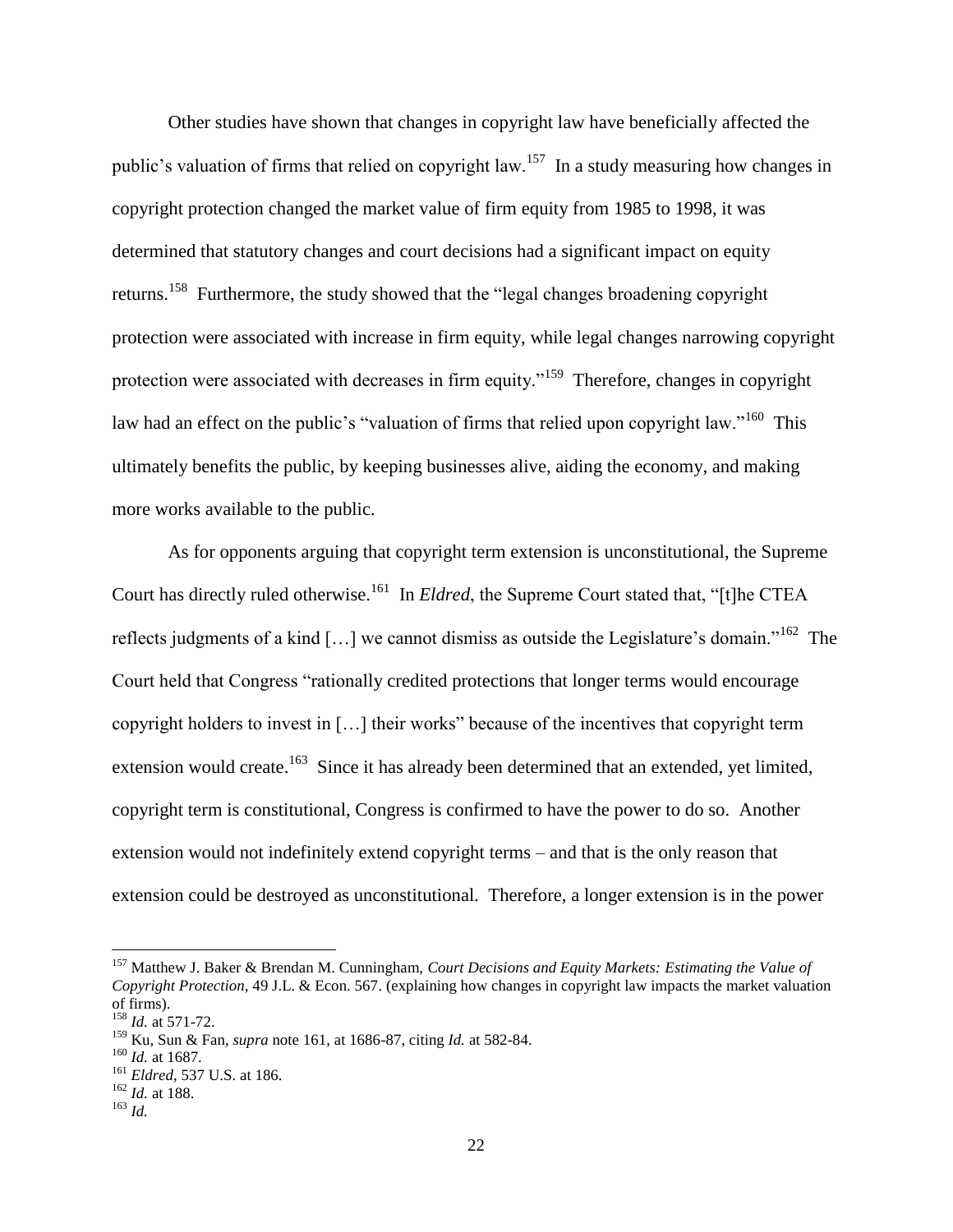Other studies have shown that changes in copyright law have beneficially affected the public's valuation of firms that relied on copyright law.[157] In a study measuring how changes in copyright protection changed the market value of firm equity from 1985 to 1998, it was determined that statutory changes and court decisions had a significant impact on equity returns.[158] Furthermore, the study showed that the "legal changes broadening copyright protection were associated with increase in firm equity, while legal changes narrowing copyright protection were associated with decreases in firm equity."[159] Therefore, changes in copyright law had an effect on the public's "valuation of firms that relied upon copyright law."[160] This ultimately benefits the public, by keeping businesses alive, aiding the economy, and making more works available to the public.

As for opponents arguing that copyright term extension is unconstitutional, the Supreme Court has directly ruled otherwise.[161] In *Eldred*, the Supreme Court stated that, "[t]he CTEA reflects judgments of a kind […] we cannot dismiss as outside the Legislature's domain."[162] The Court held that Congress "rationally credited protections that longer terms would encourage copyright holders to invest in […] their works" because of the incentives that copyright term extension would create.[163] Since it has already been determined that an extended, yet limited, copyright term is constitutional, Congress is confirmed to have the power to do so. Another extension would not indefinitely extend copyright terms – and that is the only reason that extension could be destroyed as unconstitutional. Therefore, a longer extension is in the power

---

[157] Matthew J. Baker & Brendan M. Cunningham, *Court Decisions and Equity Markets: Estimating the Value of Copyright Protection*, 49 J.L. & Econ. 567. (explaining how changes in copyright law impacts the market valuation of firms).

[158] *Id.* at 571-72.

[159] Ku, Sun & Fan, *supra* note 161, at 1686-87, citing *Id.* at 582-84.

[160] *Id.* at 1687.

[161] *Eldred*, 537 U.S. at 186.

[162] *Id.* at 188.

[163] *Id.*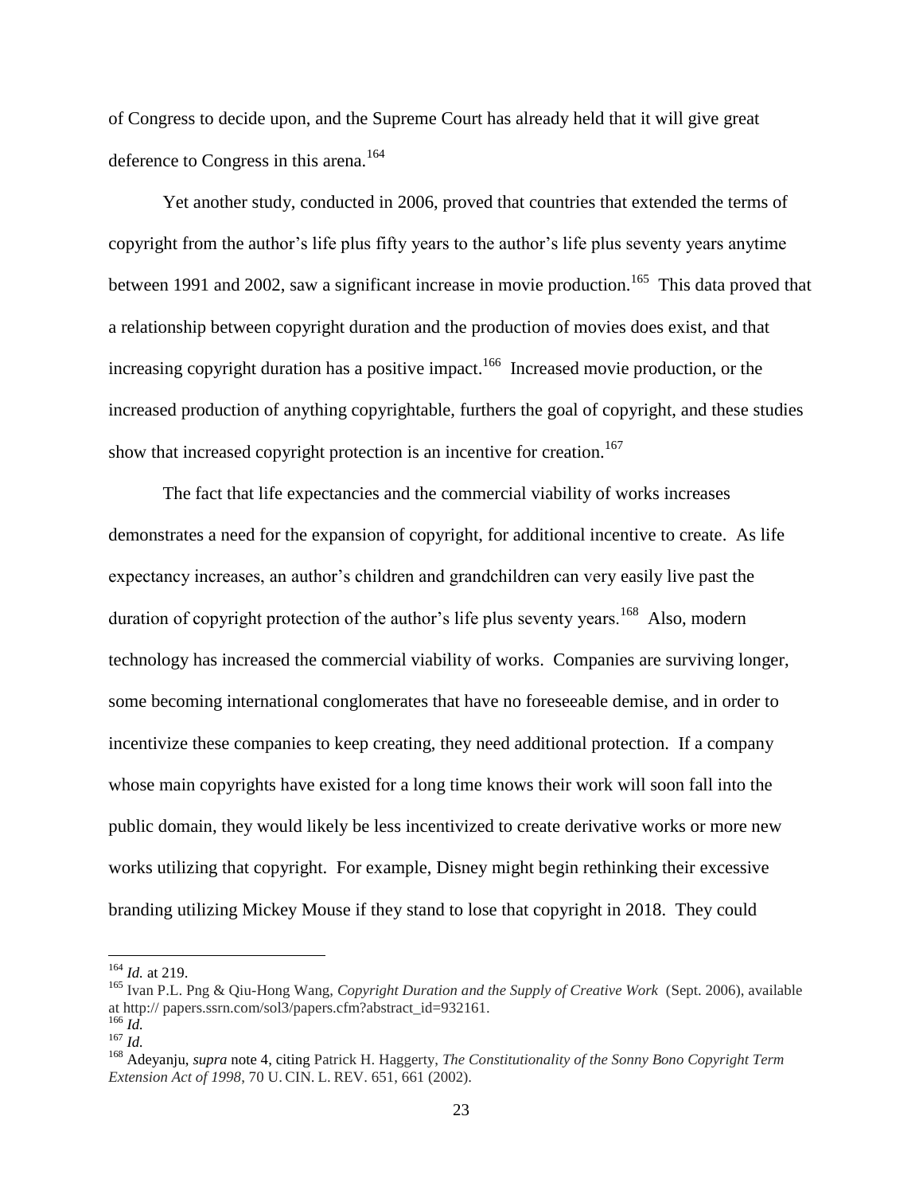of Congress to decide upon, and the Supreme Court has already held that it will give great deference to Congress in this arena.[164]

Yet another study, conducted in 2006, proved that countries that extended the terms of copyright from the author's life plus fifty years to the author's life plus seventy years anytime between 1991 and 2002, saw a significant increase in movie production.[165] This data proved that a relationship between copyright duration and the production of movies does exist, and that increasing copyright duration has a positive impact.[166] Increased movie production, or the increased production of anything copyrightable, furthers the goal of copyright, and these studies show that increased copyright protection is an incentive for creation.[167]

The fact that life expectancies and the commercial viability of works increases demonstrates a need for the expansion of copyright, for additional incentive to create. As life expectancy increases, an author's children and grandchildren can very easily live past the duration of copyright protection of the author's life plus seventy years.[168] Also, modern technology has increased the commercial viability of works. Companies are surviving longer, some becoming international conglomerates that have no foreseeable demise, and in order to incentivize these companies to keep creating, they need additional protection. If a company whose main copyrights have existed for a long time knows their work will soon fall into the public domain, they would likely be less incentivized to create derivative works or more new works utilizing that copyright. For example, Disney might begin rethinking their excessive branding utilizing Mickey Mouse if they stand to lose that copyright in 2018. They could

---

[164] *Id.* at 219.

[165] Ivan P.L. Png & Qiu-Hong Wang, *Copyright Duration and the Supply of Creative Work* (Sept. 2006), available at http:// papers.ssrn.com/sol3/papers.cfm?abstract_id=932161.

[166] *Id.*

[167] *Id.*

[168] Adeyanju, *supra* note 4, citing Patrick H. Haggerty, *The Constitutionality of the Sonny Bono Copyright Term Extension Act of 1998*, 70 U. CIN. L. REV. 651, 661 (2002).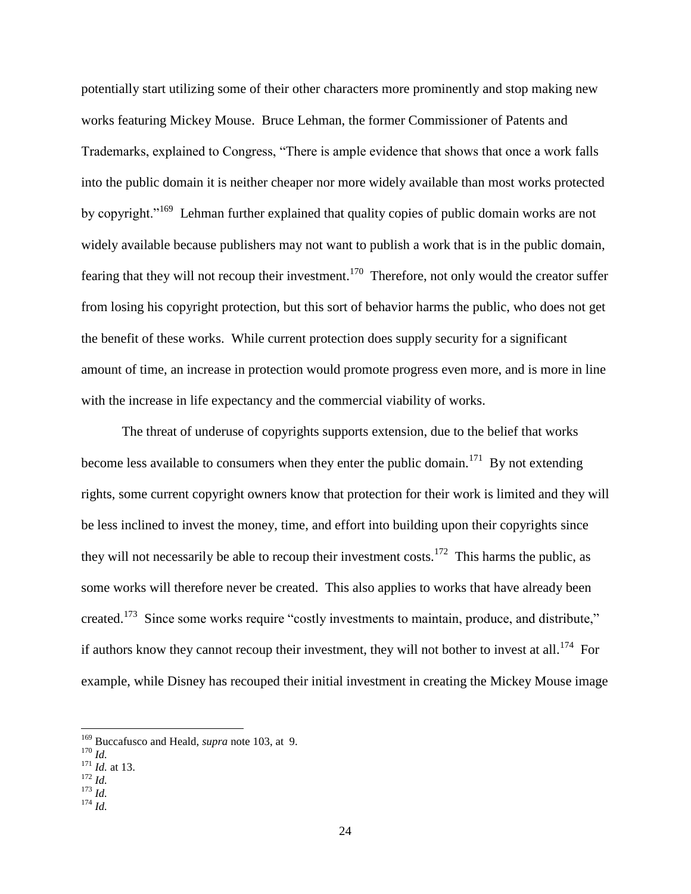potentially start utilizing some of their other characters more prominently and stop making new works featuring Mickey Mouse. Bruce Lehman, the former Commissioner of Patents and Trademarks, explained to Congress, "There is ample evidence that shows that once a work falls into the public domain it is neither cheaper nor more widely available than most works protected by copyright."[169] Lehman further explained that quality copies of public domain works are not widely available because publishers may not want to publish a work that is in the public domain, fearing that they will not recoup their investment.[170] Therefore, not only would the creator suffer from losing his copyright protection, but this sort of behavior harms the public, who does not get the benefit of these works. While current protection does supply security for a significant amount of time, an increase in protection would promote progress even more, and is more in line with the increase in life expectancy and the commercial viability of works.

The threat of underuse of copyrights supports extension, due to the belief that works become less available to consumers when they enter the public domain.[171] By not extending rights, some current copyright owners know that protection for their work is limited and they will be less inclined to invest the money, time, and effort into building upon their copyrights since they will not necessarily be able to recoup their investment costs.[172] This harms the public, as some works will therefore never be created. This also applies to works that have already been created.[173] Since some works require "costly investments to maintain, produce, and distribute," if authors know they cannot recoup their investment, they will not bother to invest at all.[174] For example, while Disney has recouped their initial investment in creating the Mickey Mouse image

---

[169] Buccafusco and Heald, *supra* note 103, at 9.

[170] *Id.*

[171] *Id.* at 13.

[172] *Id.*

[173] *Id.*

[174] *Id.*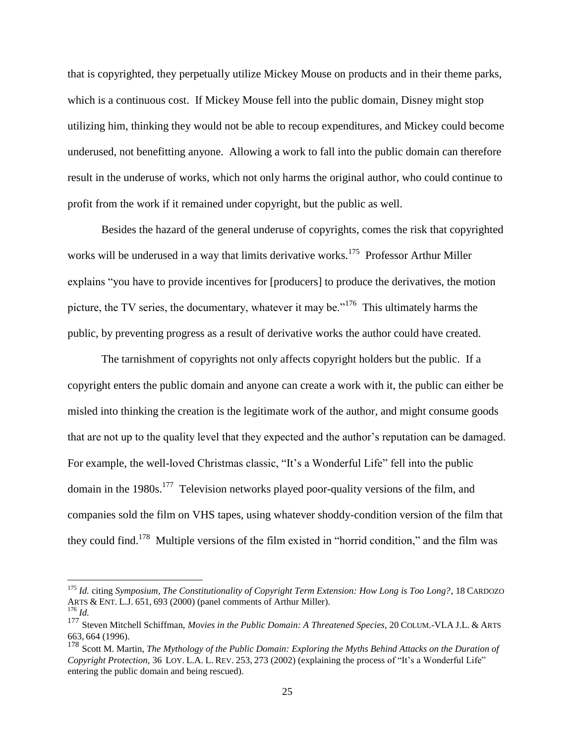that is copyrighted, they perpetually utilize Mickey Mouse on products and in their theme parks, which is a continuous cost. If Mickey Mouse fell into the public domain, Disney might stop utilizing him, thinking they would not be able to recoup expenditures, and Mickey could become underused, not benefitting anyone. Allowing a work to fall into the public domain can therefore result in the underuse of works, which not only harms the original author, who could continue to profit from the work if it remained under copyright, but the public as well.

Besides the hazard of the general underuse of copyrights, comes the risk that copyrighted works will be underused in a way that limits derivative works.[175] Professor Arthur Miller explains "you have to provide incentives for [producers] to produce the derivatives, the motion picture, the TV series, the documentary, whatever it may be."[176] This ultimately harms the public, by preventing progress as a result of derivative works the author could have created.

The tarnishment of copyrights not only affects copyright holders but the public. If a copyright enters the public domain and anyone can create a work with it, the public can either be misled into thinking the creation is the legitimate work of the author, and might consume goods that are not up to the quality level that they expected and the author's reputation can be damaged. For example, the well-loved Christmas classic, "It's a Wonderful Life" fell into the public domain in the 1980s.[177] Television networks played poor-quality versions of the film, and companies sold the film on VHS tapes, using whatever shoddy-condition version of the film that they could find.[178] Multiple versions of the film existed in "horrid condition," and the film was

---

[175] *Id.* citing *Symposium, The Constitutionality of Copyright Term Extension: How Long is Too Long?*, 18 CARDOZO ARTS & ENT. L.J. 651, 693 (2000) (panel comments of Arthur Miller).

[176] *Id.*

[177] Steven Mitchell Schiffman, *Movies in the Public Domain: A Threatened Species*, 20 COLUM.-VLA J.L. & ARTS 663, 664 (1996).

[178] Scott M. Martin, *The Mythology of the Public Domain: Exploring the Myths Behind Attacks on the Duration of Copyright Protection*, 36 LOY. L.A. L. REV. 253, 273 (2002) (explaining the process of "It's a Wonderful Life" entering the public domain and being rescued).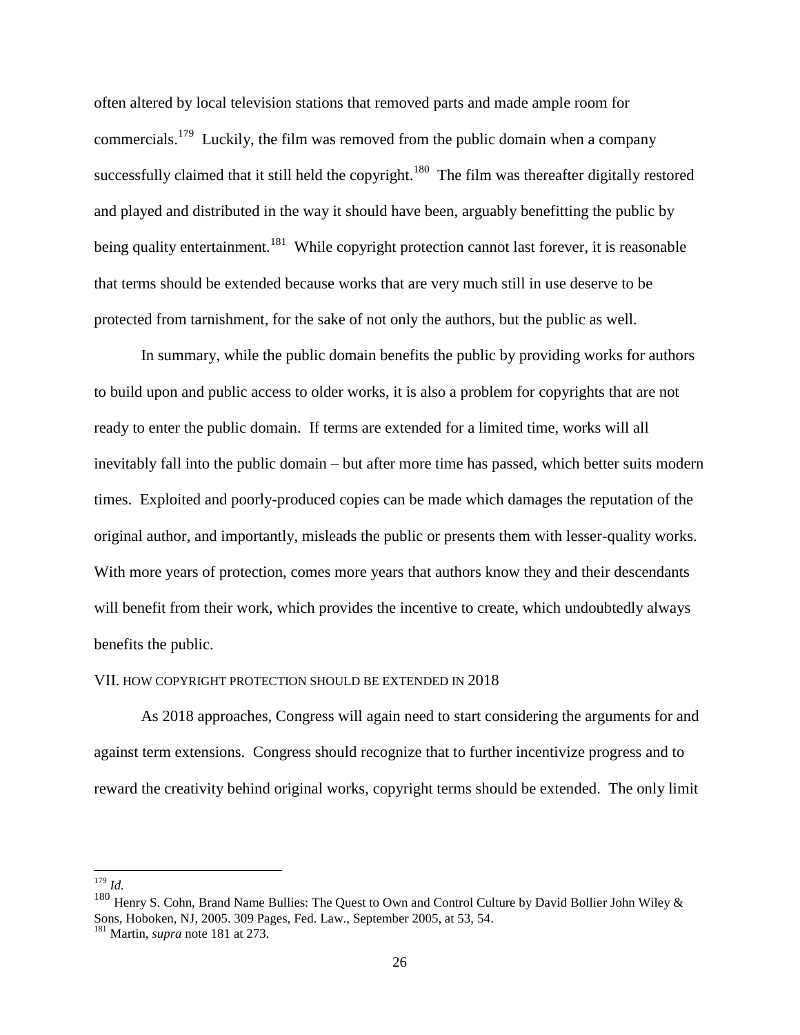often altered by local television stations that removed parts and made ample room for commercials.[179] Luckily, the film was removed from the public domain when a company successfully claimed that it still held the copyright.[180] The film was thereafter digitally restored and played and distributed in the way it should have been, arguably benefitting the public by being quality entertainment.[181] While copyright protection cannot last forever, it is reasonable that terms should be extended because works that are very much still in use deserve to be protected from tarnishment, for the sake of not only the authors, but the public as well.

In summary, while the public domain benefits the public by providing works for authors to build upon and public access to older works, it is also a problem for copyrights that are not ready to enter the public domain. If terms are extended for a limited time, works will all inevitably fall into the public domain – but after more time has passed, which better suits modern times. Exploited and poorly-produced copies can be made which damages the reputation of the original author, and importantly, misleads the public or presents them with lesser-quality works. With more years of protection, comes more years that authors know they and their descendants will benefit from their work, which provides the incentive to create, which undoubtedly always benefits the public.

## VII. How Copyright Protection Should Be Extended in 2018

As 2018 approaches, Congress will again need to start considering the arguments for and against term extensions. Congress should recognize that to further incentivize progress and to reward the creativity behind original works, copyright terms should be extended. The only limit

---

[179] *Id.*

[180] Henry S. Cohn, Brand Name Bullies: The Quest to Own and Control Culture by David Bollier John Wiley & Sons, Hoboken, NJ, 2005. 309 Pages, Fed. Law., September 2005, at 53, 54.

[181] Martin, *supra* note 181 at 273.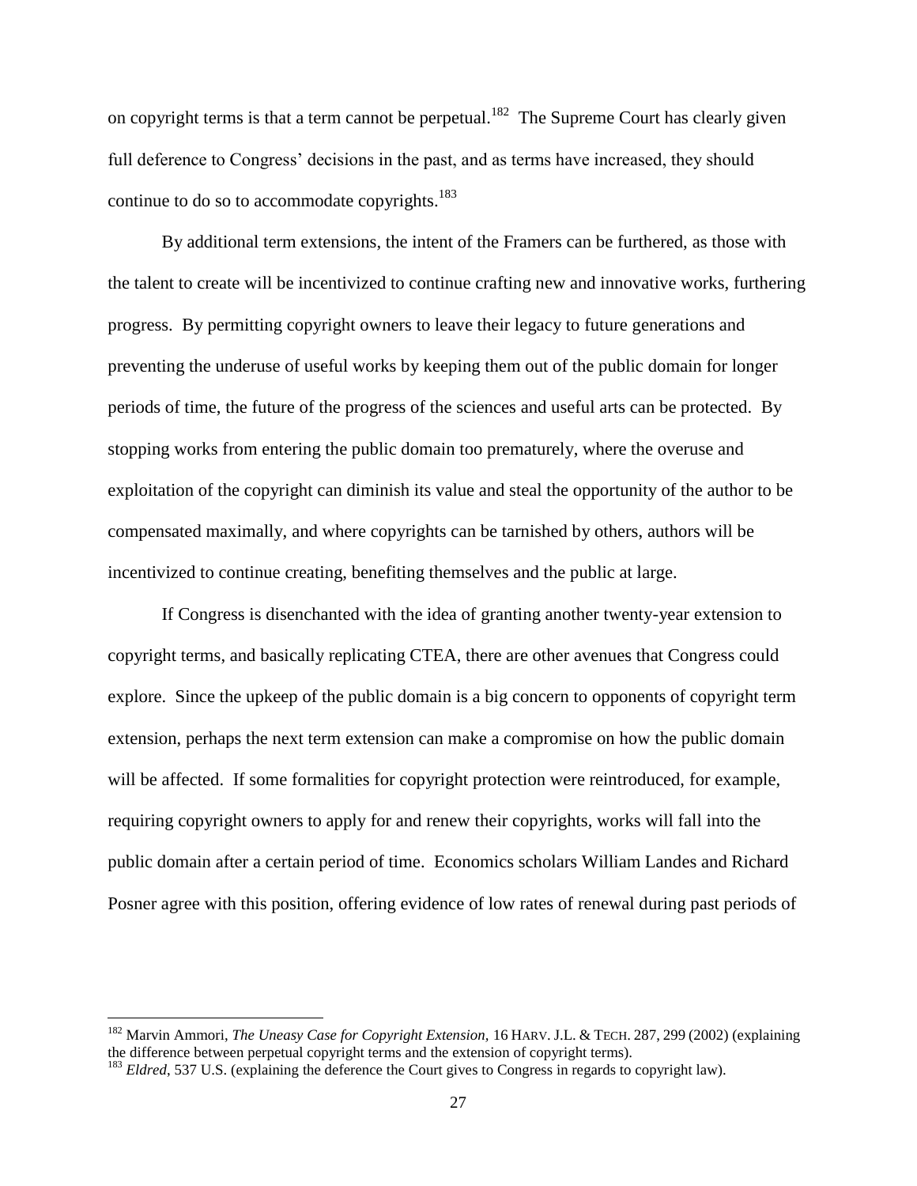on copyright terms is that a term cannot be perpetual.[182] The Supreme Court has clearly given full deference to Congress' decisions in the past, and as terms have increased, they should continue to do so to accommodate copyrights.[183]

By additional term extensions, the intent of the Framers can be furthered, as those with the talent to create will be incentivized to continue crafting new and innovative works, furthering progress. By permitting copyright owners to leave their legacy to future generations and preventing the underuse of useful works by keeping them out of the public domain for longer periods of time, the future of the progress of the sciences and useful arts can be protected. By stopping works from entering the public domain too prematurely, where the overuse and exploitation of the copyright can diminish its value and steal the opportunity of the author to be compensated maximally, and where copyrights can be tarnished by others, authors will be incentivized to continue creating, benefiting themselves and the public at large.

If Congress is disenchanted with the idea of granting another twenty-year extension to copyright terms, and basically replicating CTEA, there are other avenues that Congress could explore. Since the upkeep of the public domain is a big concern to opponents of copyright term extension, perhaps the next term extension can make a compromise on how the public domain will be affected. If some formalities for copyright protection were reintroduced, for example, requiring copyright owners to apply for and renew their copyrights, works will fall into the public domain after a certain period of time. Economics scholars William Landes and Richard Posner agree with this position, offering evidence of low rates of renewal during past periods of

---

[182] Marvin Ammori, *The Uneasy Case for Copyright Extension*, 16 HARV. J.L. & TECH. 287, 299 (2002) (explaining the difference between perpetual copyright terms and the extension of copyright terms).

[183] *Eldred*, 537 U.S. (explaining the deference the Court gives to Congress in regards to copyright law).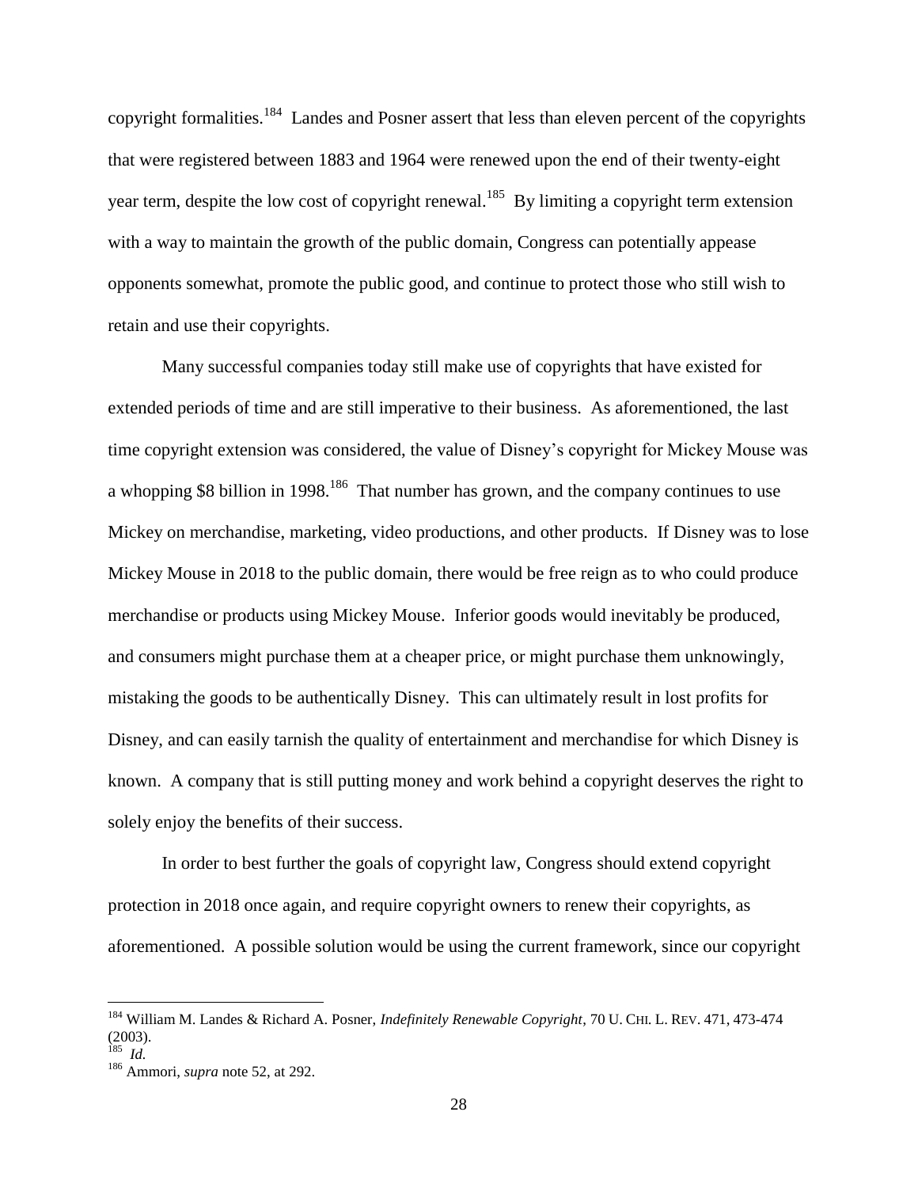copyright formalities.[184] Landes and Posner assert that less than eleven percent of the copyrights that were registered between 1883 and 1964 were renewed upon the end of their twenty-eight year term, despite the low cost of copyright renewal.[185] By limiting a copyright term extension with a way to maintain the growth of the public domain, Congress can potentially appease opponents somewhat, promote the public good, and continue to protect those who still wish to retain and use their copyrights.

Many successful companies today still make use of copyrights that have existed for extended periods of time and are still imperative to their business. As aforementioned, the last time copyright extension was considered, the value of Disney's copyright for Mickey Mouse was a whopping $8 billion in 1998.[186] That number has grown, and the company continues to use Mickey on merchandise, marketing, video productions, and other products. If Disney was to lose Mickey Mouse in 2018 to the public domain, there would be free reign as to who could produce merchandise or products using Mickey Mouse. Inferior goods would inevitably be produced, and consumers might purchase them at a cheaper price, or might purchase them unknowingly, mistaking the goods to be authentically Disney. This can ultimately result in lost profits for Disney, and can easily tarnish the quality of entertainment and merchandise for which Disney is known. A company that is still putting money and work behind a copyright deserves the right to solely enjoy the benefits of their success.

In order to best further the goals of copyright law, Congress should extend copyright protection in 2018 once again, and require copyright owners to renew their copyrights, as aforementioned. A possible solution would be using the current framework, since our copyright

---

[184] William M. Landes & Richard A. Posner, *Indefinitely Renewable Copyright*, 70 U. CHI. L. REV. 471, 473-474 (2003).

[185] *Id.*

[186] Ammori, *supra* note 52, at 292.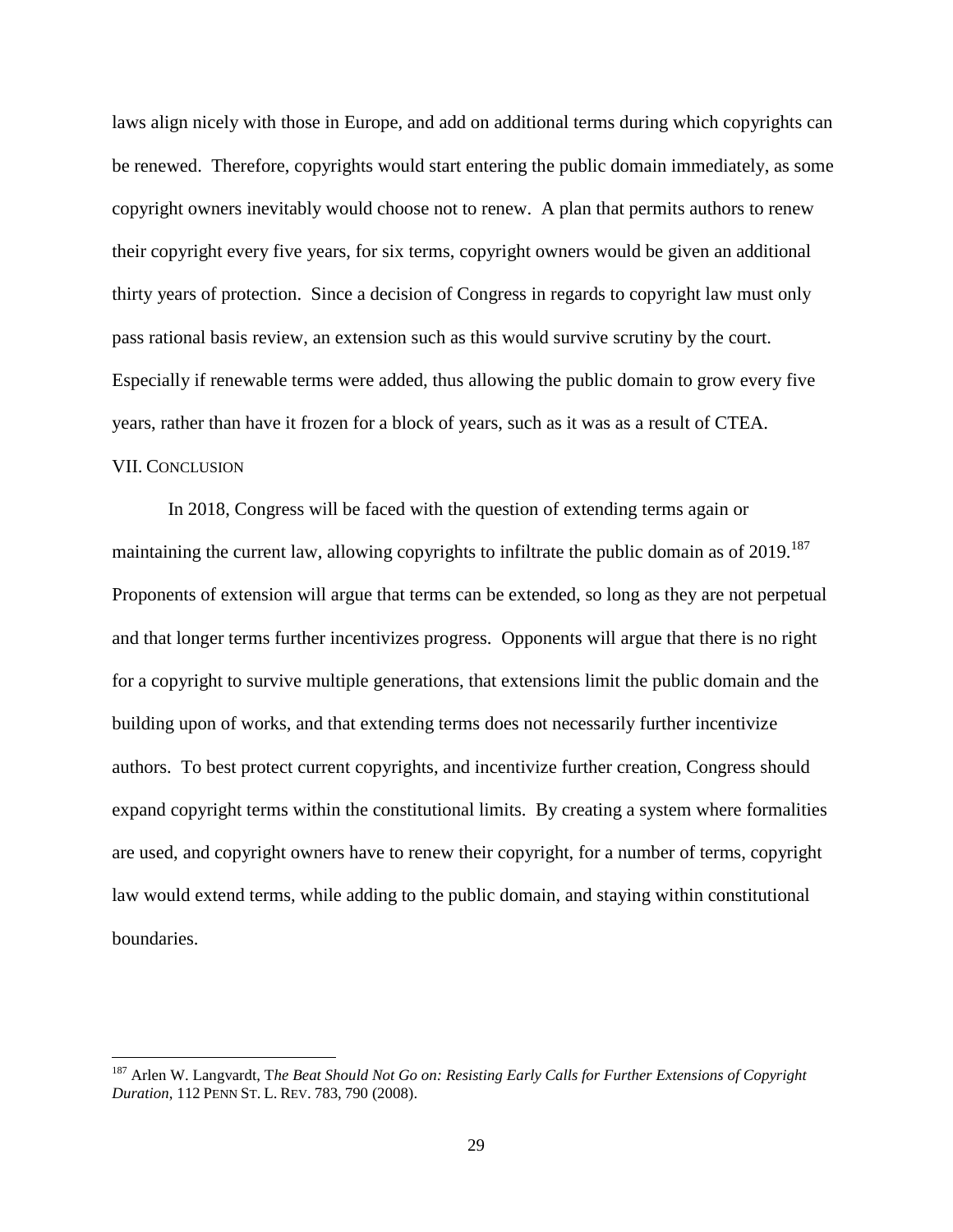laws align nicely with those in Europe, and add on additional terms during which copyrights can be renewed. Therefore, copyrights would start entering the public domain immediately, as some copyright owners inevitably would choose not to renew. A plan that permits authors to renew their copyright every five years, for six terms, copyright owners would be given an additional thirty years of protection. Since a decision of Congress in regards to copyright law must only pass rational basis review, an extension such as this would survive scrutiny by the court. Especially if renewable terms were added, thus allowing the public domain to grow every five years, rather than have it frozen for a block of years, such as it was as a result of CTEA.

## VII. Conclusion

In 2018, Congress will be faced with the question of extending terms again or maintaining the current law, allowing copyrights to infiltrate the public domain as of 2019.[187] Proponents of extension will argue that terms can be extended, so long as they are not perpetual and that longer terms further incentivizes progress. Opponents will argue that there is no right for a copyright to survive multiple generations, that extensions limit the public domain and the building upon of works, and that extending terms does not necessarily further incentivize authors. To best protect current copyrights, and incentivize further creation, Congress should expand copyright terms within the constitutional limits. By creating a system where formalities are used, and copyright owners have to renew their copyright, for a number of terms, copyright law would extend terms, while adding to the public domain, and staying within constitutional boundaries.

---

[187] Arlen W. Langvardt, *The Beat Should Not Go on: Resisting Early Calls for Further Extensions of Copyright Duration*, 112 Penn St. L. Rev. 783, 790 (2008).